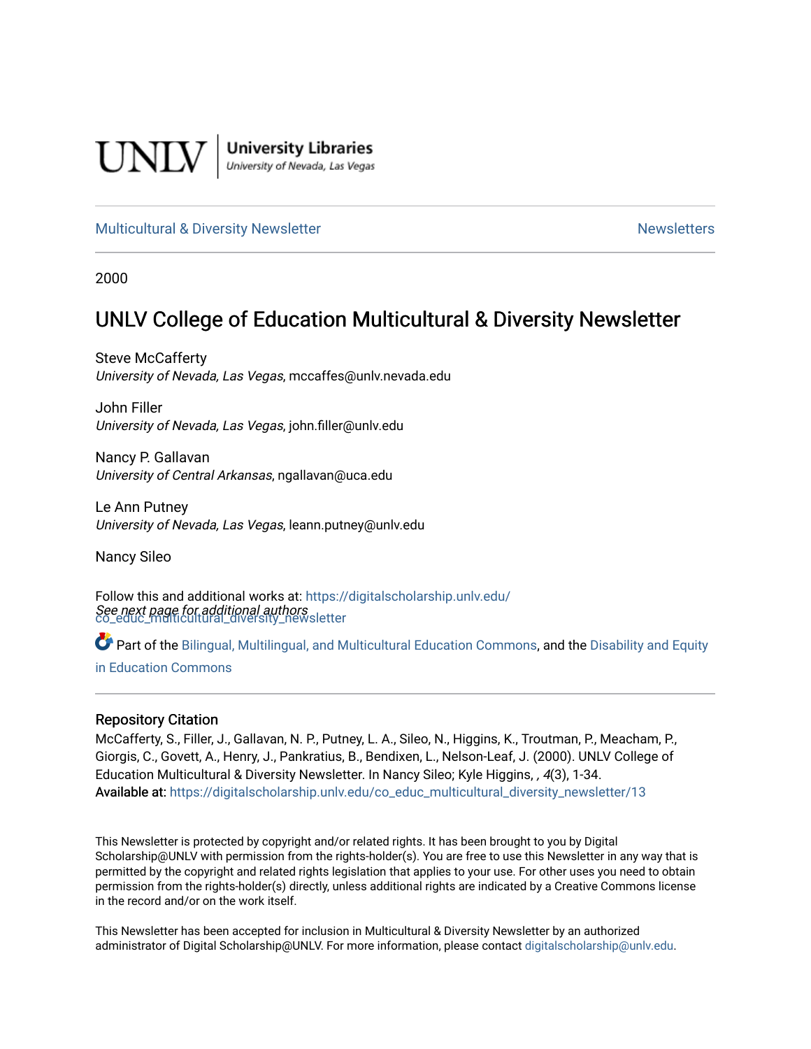UNLV | University Libraries
University of Nevada, Las Vegas

Multicultural & Diversity Newsletter | Newsletters

2000

# UNLV College of Education Multicultural & Diversity Newsletter

Steve McCafferty
*University of Nevada, Las Vegas*, mccaffes@unlv.nevada.edu

John Filler
*University of Nevada, Las Vegas*, john.filler@unlv.edu

Nancy P. Gallavan
*University of Central Arkansas*, ngallavan@uca.edu

Le Ann Putney
*University of Nevada, Las Vegas*, leann.putney@unlv.edu

Nancy Sileo

*See next page for additional authors*

Follow this and additional works at: https://digitalscholarship.unlv.edu/co_educ_multicultural_diversity_newsletter

Part of the Bilingual, Multilingual, and Multicultural Education Commons, and the Disability and Equity in Education Commons

### Repository Citation

McCafferty, S., Filler, J., Gallavan, N. P., Putney, L. A., Sileo, N., Higgins, K., Troutman, P., Meacham, P., Giorgis, C., Govett, A., Henry, J., Pankratius, B., Bendixen, L., Nelson-Leaf, J. (2000). UNLV College of Education Multicultural & Diversity Newsletter. In Nancy Sileo; Kyle Higgins, , *4*(3), 1-34.
**Available at:** https://digitalscholarship.unlv.edu/co_educ_multicultural_diversity_newsletter/13

This Newsletter is protected by copyright and/or related rights. It has been brought to you by Digital Scholarship@UNLV with permission from the rights-holder(s). You are free to use this Newsletter in any way that is permitted by the copyright and related rights legislation that applies to your use. For other uses you need to obtain permission from the rights-holder(s) directly, unless additional rights are indicated by a Creative Commons license in the record and/or on the work itself.

This Newsletter has been accepted for inclusion in Multicultural & Diversity Newsletter by an authorized administrator of Digital Scholarship@UNLV. For more information, please contact digitalscholarship@unlv.edu.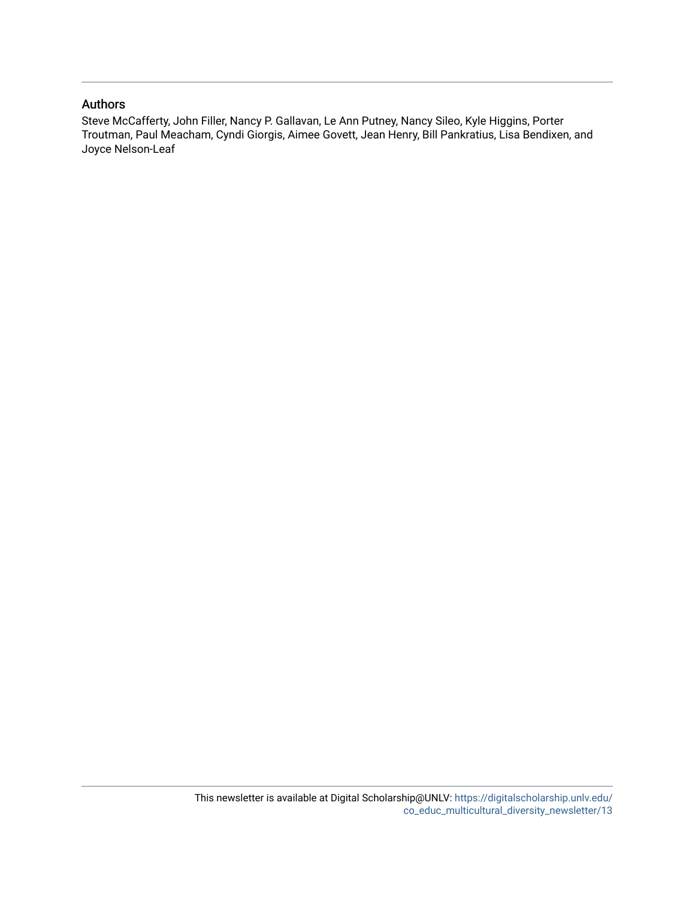## Authors

Steve McCafferty, John Filler, Nancy P. Gallavan, Le Ann Putney, Nancy Sileo, Kyle Higgins, Porter Troutman, Paul Meacham, Cyndi Giorgis, Aimee Govett, Jean Henry, Bill Pankratius, Lisa Bendixen, and Joyce Nelson-Leaf

This newsletter is available at Digital Scholarship@UNLV: https://digitalscholarship.unlv.edu/co_educ_multicultural_diversity_newsletter/13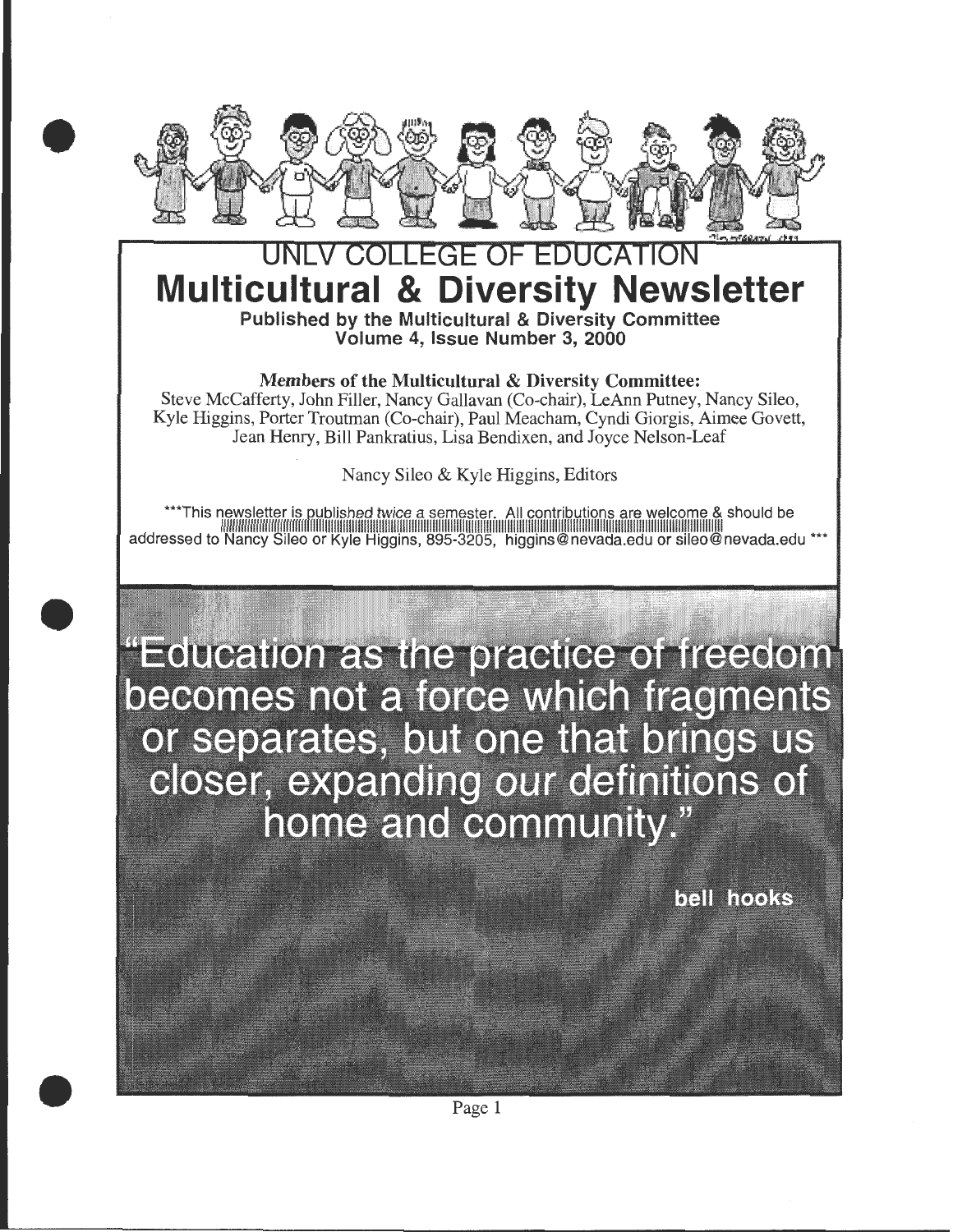# UNLV COLLEGE OF EDUCATION

# Multicultural & Diversity Newsletter

**Published by the Multicultural & Diversity Committee**
**Volume 4, Issue Number 3, 2000**

***Members of the Multicultural & Diversity Committee:***
Steve McCafferty, John Filler, Nancy Gallavan (Co-chair), LeAnn Putney, Nancy Sileo, Kyle Higgins, Porter Troutman (Co-chair), Paul Meacham, Cyndi Giorgis, Aimee Govett, Jean Henry, Bill Pankratius, Lisa Bendixen, and Joyce Nelson-Leaf

Nancy Sileo & Kyle Higgins, Editors

***This newsletter is published *twice* a semester. All contributions are welcome & should be addressed to Nancy Sileo or Kyle Higgins, 895-3205, higgins@nevada.edu or sileo@nevada.edu ***

"Education as the practice of freedom becomes not a force which fragments or separates, but one that brings us closer, expanding our definitions of home and community."

**bell hooks**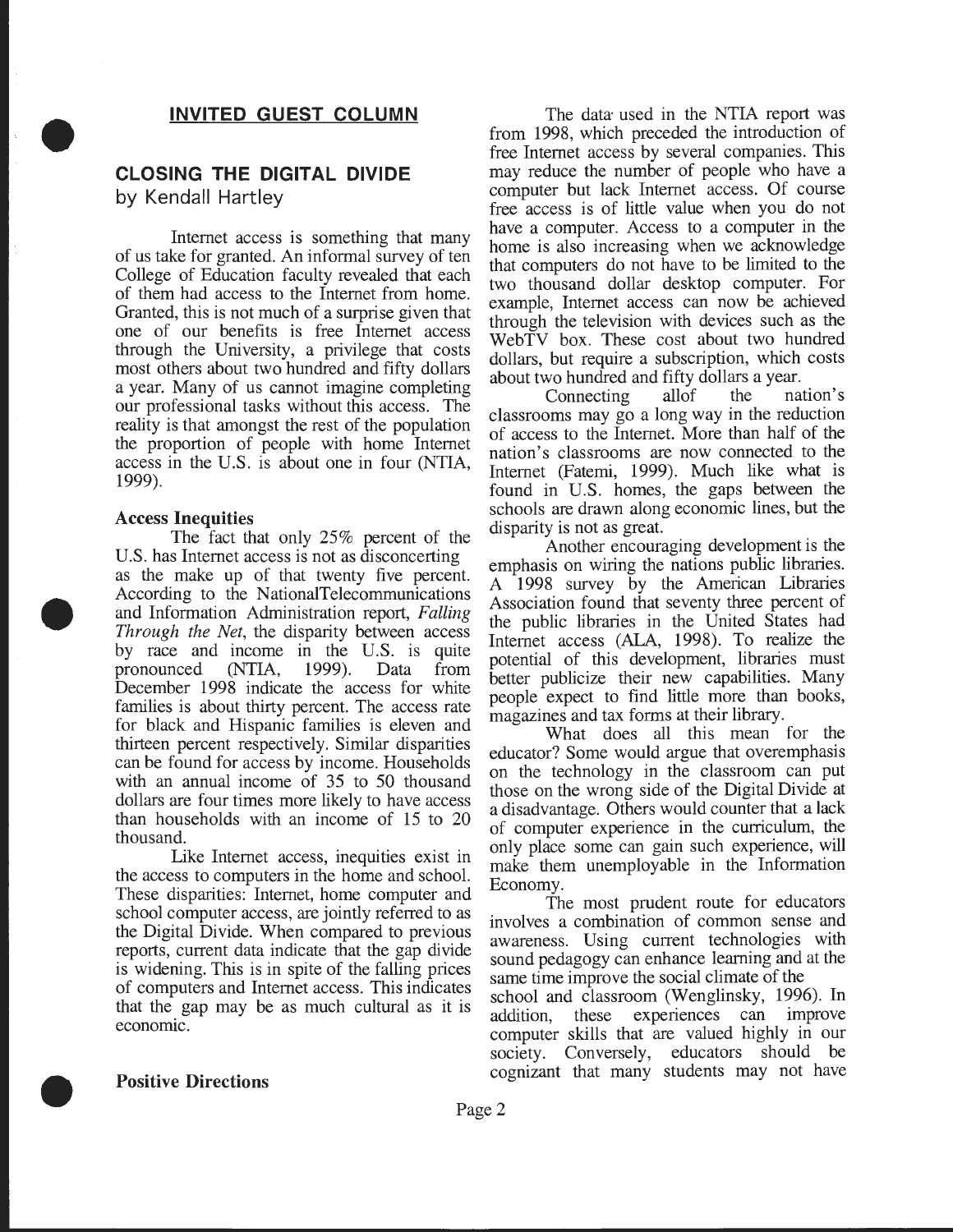## INVITED GUEST COLUMN

### CLOSING THE DIGITAL DIVIDE

by Kendall Hartley

Internet access is something that many of us take for granted. An informal survey of ten College of Education faculty revealed that each of them had access to the Internet from home. Granted, this is not much of a surprise given that one of our benefits is free Internet access through the University, a privilege that costs most others about two hundred and fifty dollars a year. Many of us cannot imagine completing our professional tasks without this access. The reality is that amongst the rest of the population the proportion of people with home Internet access in the U.S. is about one in four (NTIA, 1999).

**Access Inequities**

The fact that only 25% percent of the U.S. has Internet access is not as disconcerting as the make up of that twenty five percent. According to the NationalTelecommunications and Information Administration report, *Falling Through the Net*, the disparity between access by race and income in the U.S. is quite pronounced (NTIA, 1999). Data from December 1998 indicate the access for white families is about thirty percent. The access rate for black and Hispanic families is eleven and thirteen percent respectively. Similar disparities can be found for access by income. Households with an annual income of 35 to 50 thousand dollars are four times more likely to have access than households with an income of 15 to 20 thousand.

Like Internet access, inequities exist in the access to computers in the home and school. These disparities: Internet, home computer and school computer access, are jointly referred to as the Digital Divide. When compared to previous reports, current data indicate that the gap divide is widening. This is in spite of the falling prices of computers and Internet access. This indicates that the gap may be as much cultural as it is economic.

**Positive Directions**

The data used in the NTIA report was from 1998, which preceded the introduction of free Internet access by several companies. This may reduce the number of people who have a computer but lack Internet access. Of course free access is of little value when you do not have a computer. Access to a computer in the home is also increasing when we acknowledge that computers do not have to be limited to the two thousand dollar desktop computer. For example, Internet access can now be achieved through the television with devices such as the WebTV box. These cost about two hundred dollars, but require a subscription, which costs about two hundred and fifty dollars a year.

Connecting allof the nation's classrooms may go a long way in the reduction of access to the Internet. More than half of the nation's classrooms are now connected to the Internet (Fatemi, 1999). Much like what is found in U.S. homes, the gaps between the schools are drawn along economic lines, but the disparity is not as great.

Another encouraging development is the emphasis on wiring the nations public libraries. A 1998 survey by the American Libraries Association found that seventy three percent of the public libraries in the United States had Internet access (ALA, 1998). To realize the potential of this development, libraries must better publicize their new capabilities. Many people expect to find little more than books, magazines and tax forms at their library.

What does all this mean for the educator? Some would argue that overemphasis on the technology in the classroom can put those on the wrong side of the Digital Divide at a disadvantage. Others would counter that a lack of computer experience in the curriculum, the only place some can gain such experience, will make them unemployable in the Information Economy.

The most prudent route for educators involves a combination of common sense and awareness. Using current technologies with sound pedagogy can enhance learning and at the same time improve the social climate of the school and classroom (Wenglinsky, 1996). In addition, these experiences can improve computer skills that are valued highly in our society. Conversely, educators should be cognizant that many students may not have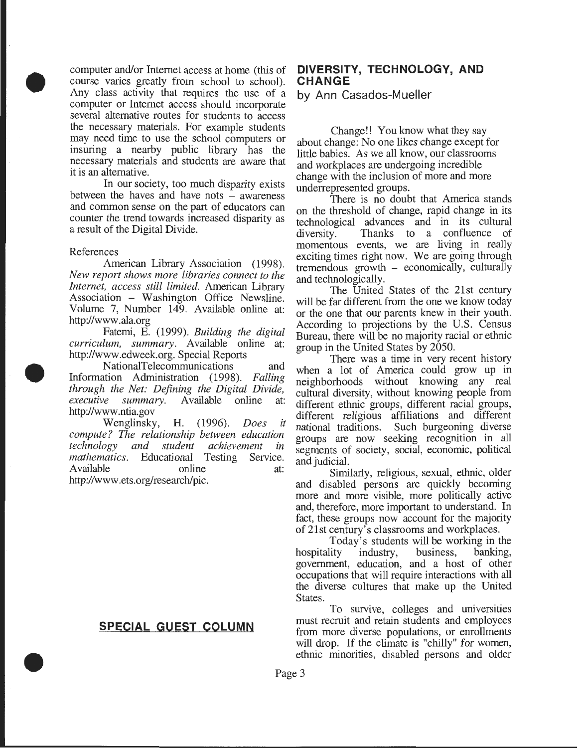computer and/or Internet access at home (this of course varies greatly from school to school). Any class activity that requires the use of a computer or Internet access should incorporate several alternative routes for students to access the necessary materials. For example students may need time to use the school computers or insuring a nearby public library has the necessary materials and students are aware that it is an alternative.

In our society, too much disparity exists between the haves and have nots – awareness and common sense on the part of educators can counter the trend towards increased disparity as a result of the Digital Divide.

References

American Library Association (1998). *New report shows more libraries connect to the Internet, access still limited.* American Library Association – Washington Office Newsline. Volume 7, Number 149. Available online at: http://www.ala.org

Fatemi, E. (1999). *Building the digital curriculum, summary*. Available online at: http://www.edweek.org. Special Reports

NationalTelecommunications and Information Administration (1998). *Falling through the Net: Defining the Digital Divide, executive summary.* Available online at: http://www.ntia.gov

Wenglinsky, H. (1996). *Does it compute? The relationship between education technology and student achievement in mathematics*. Educational Testing Service. Available online at: http://www.ets.org/research/pic.

## SPECIAL GUEST COLUMN

## DIVERSITY, TECHNOLOGY, AND CHANGE

by Ann Casados-Mueller

Change!! You know what they say about change: No one likes change except for little babies. As we all know, our classrooms and workplaces are undergoing incredible change with the inclusion of more and more underrepresented groups.

There is no doubt that America stands on the threshold of change, rapid change in its technological advances and in its cultural diversity. Thanks to a confluence of momentous events, we are living in really exciting times right now. We are going through tremendous growth – economically, culturally and technologically.

The United States of the 21st century will be far different from the one we know today or the one that our parents knew in their youth. According to projections by the U.S. Census Bureau, there will be no majority racial or ethnic group in the United States by 2050.

There was a time in very recent history when a lot of America could grow up in neighborhoods without knowing any real cultural diversity, without knowing people from different ethnic groups, different racial groups, different religious affiliations and different national traditions. Such burgeoning diverse groups are now seeking recognition in all segments of society, social, economic, political and judicial.

Similarly, religious, sexual, ethnic, older and disabled persons are quickly becoming more and more visible, more politically active and, therefore, more important to understand. In fact, these groups now account for the majority of 21st century's classrooms and workplaces.

Today's students will be working in the hospitality industry, business, banking, government, education, and a host of other occupations that will require interactions with all the diverse cultures that make up the United States.

To survive, colleges and universities must recruit and retain students and employees from more diverse populations, or enrollments will drop. If the climate is "chilly" for women, ethnic minorities, disabled persons and older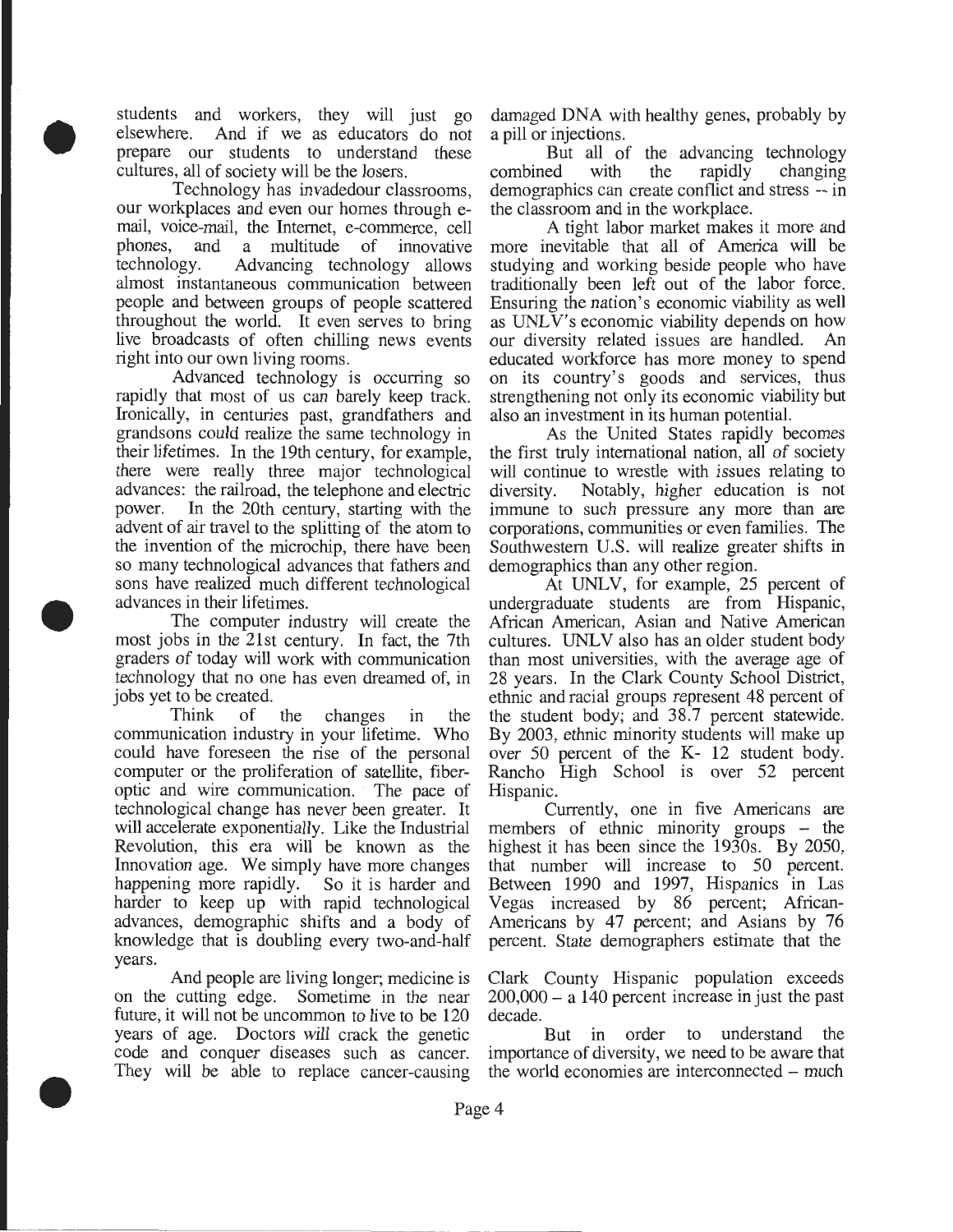students and workers, they will just go elsewhere. And if we as educators do not prepare our students to understand these cultures, all of society will be the losers.

Technology has invadedour classrooms, our workplaces and even our homes through e-mail, voice-mail, the Internet, e-commerce, cell phones, and a multitude of innovative technology. Advancing technology allows almost instantaneous communication between people and between groups of people scattered throughout the world. It even serves to bring live broadcasts of often chilling news events right into our own living rooms.

Advanced technology is occurring so rapidly that most of us can barely keep track. Ironically, in centuries past, grandfathers and grandsons could realize the same technology in their lifetimes. In the 19th century, for example, there were really three major technological advances: the railroad, the telephone and electric power. In the 20th century, starting with the advent of air travel to the splitting of the atom to the invention of the microchip, there have been so many technological advances that fathers and sons have realized much different technological advances in their lifetimes.

The computer industry will create the most jobs in the 21st century. In fact, the 7th graders of today will work with communication technology that no one has even dreamed of, in jobs yet to be created.

Think of the changes in the communication industry in your lifetime. Who could have foreseen the rise of the personal computer or the proliferation of satellite, fiber-optic and wire communication. The pace of technological change has never been greater. It will accelerate exponentially. Like the Industrial Revolution, this era will be known as the Innovation age. We simply have more changes happening more rapidly. So it is harder and harder to keep up with rapid technological advances, demographic shifts and a body of knowledge that is doubling every two-and-half years.

And people are living longer; medicine is on the cutting edge. Sometime in the near future, it will not be uncommon to live to be 120 years of age. Doctors will crack the genetic code and conquer diseases such as cancer. They will be able to replace cancer-causing damaged DNA with healthy genes, probably by a pill or injections.

But all of the advancing technology combined with the rapidly changing demographics can create conflict and stress -- in the classroom and in the workplace.

A tight labor market makes it more and more inevitable that all of America will be studying and working beside people who have traditionally been left out of the labor force. Ensuring the nation's economic viability as well as UNLV's economic viability depends on how our diversity related issues are handled. An educated workforce has more money to spend on its country's goods and services, thus strengthening not only its economic viability but also an investment in its human potential.

As the United States rapidly becomes the first truly international nation, all of society will continue to wrestle with issues relating to diversity. Notably, higher education is not immune to such pressure any more than are corporations, communities or even families. The Southwestern U.S. will realize greater shifts in demographics than any other region.

At UNLV, for example, 25 percent of undergraduate students are from Hispanic, African American, Asian and Native American cultures. UNLV also has an older student body than most universities, with the average age of 28 years. In the Clark County School District, ethnic and racial groups represent 48 percent of the student body; and 38.7 percent statewide. By 2003, ethnic minority students will make up over 50 percent of the K- 12 student body. Rancho High School is over 52 percent Hispanic.

Currently, one in five Americans are members of ethnic minority groups – the highest it has been since the 1930s. By 2050, that number will increase to 50 percent. Between 1990 and 1997, Hispanics in Las Vegas increased by 86 percent; African-Americans by 47 percent; and Asians by 76 percent. State demographers estimate that the Clark County Hispanic population exceeds 200,000 – a 140 percent increase in just the past decade.

But in order to understand the importance of diversity, we need to be aware that the world economies are interconnected – much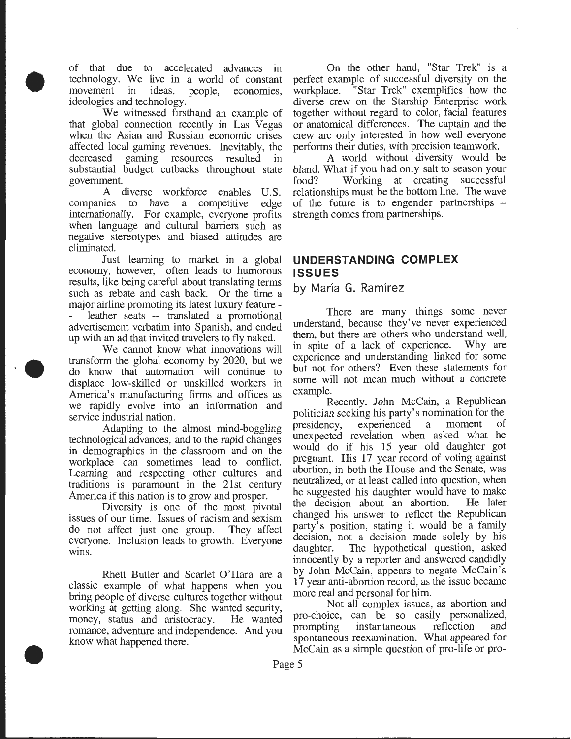of that due to accelerated advances in technology. We live in a world of constant movement in ideas, people, economies, ideologies and technology.

We witnessed firsthand an example of that global connection recently in Las Vegas when the Asian and Russian economic crises affected local gaming revenues. Inevitably, the decreased gaming resources resulted in substantial budget cutbacks throughout state government.

A diverse workforce enables U.S. companies to have a competitive edge internationally. For example, everyone profits when language and cultural barriers such as negative stereotypes and biased attitudes are eliminated.

Just learning to market in a global economy, however, often leads to humorous results, like being careful about translating terms such as rebate and cash back. Or the time a major airline promoting its latest luxury feature -- leather seats -- translated a promotional advertisement verbatim into Spanish, and ended up with an ad that invited travelers to fly naked.

We cannot know what innovations will transform the global economy by 2020, but we do know that automation will continue to displace low-skilled or unskilled workers in America's manufacturing firms and offices as we rapidly evolve into an information and service industrial nation.

Adapting to the almost mind-boggling technological advances, and to the rapid changes in demographics in the classroom and on the workplace can sometimes lead to conflict. Learning and respecting other cultures and traditions is paramount in the 21st century America if this nation is to grow and prosper.

Diversity is one of the most pivotal issues of our time. Issues of racism and sexism do not affect just one group. They affect everyone. Inclusion leads to growth. Everyone wins.

Rhett Butler and Scarlet O'Hara are a classic example of what happens when you bring people of diverse cultures together without working at getting along. She wanted security, money, status and aristocracy. He wanted romance, adventure and independence. And you know what happened there.

On the other hand, "Star Trek" is a perfect example of successful diversity on the workplace. "Star Trek" exemplifies how the diverse crew on the Starship Enterprise work together without regard to color, facial features or anatomical differences. The captain and the crew are only interested in how well everyone performs their duties, with precision teamwork.

A world without diversity would be bland. What if you had only salt to season your food? Working at creating successful relationships must be the bottom line. The wave of the future is to engender partnerships – strength comes from partnerships.

## UNDERSTANDING COMPLEX ISSUES

by María G. Ramírez

There are many things some never understand, because they've never experienced them, but there are others who understand well, in spite of a lack of experience. Why are experience and understanding linked for some but not for others? Even these statements for some will not mean much without a concrete example.

Recently, John McCain, a Republican politician seeking his party's nomination for the presidency, experienced a moment of unexpected revelation when asked what he would do if his 15 year old daughter got pregnant. His 17 year record of voting against abortion, in both the House and the Senate, was neutralized, or at least called into question, when he suggested his daughter would have to make the decision about an abortion. He later changed his answer to reflect the Republican party's position, stating it would be a family decision, not a decision made solely by his daughter. The hypothetical question, asked innocently by a reporter and answered candidly by John McCain, appears to negate McCain's 17 year anti-abortion record, as the issue became more real and personal for him.

Not all complex issues, as abortion and pro-choice, can be so easily personalized, prompting instantaneous reflection and spontaneous reexamination. What appeared for McCain as a simple question of pro-life or pro-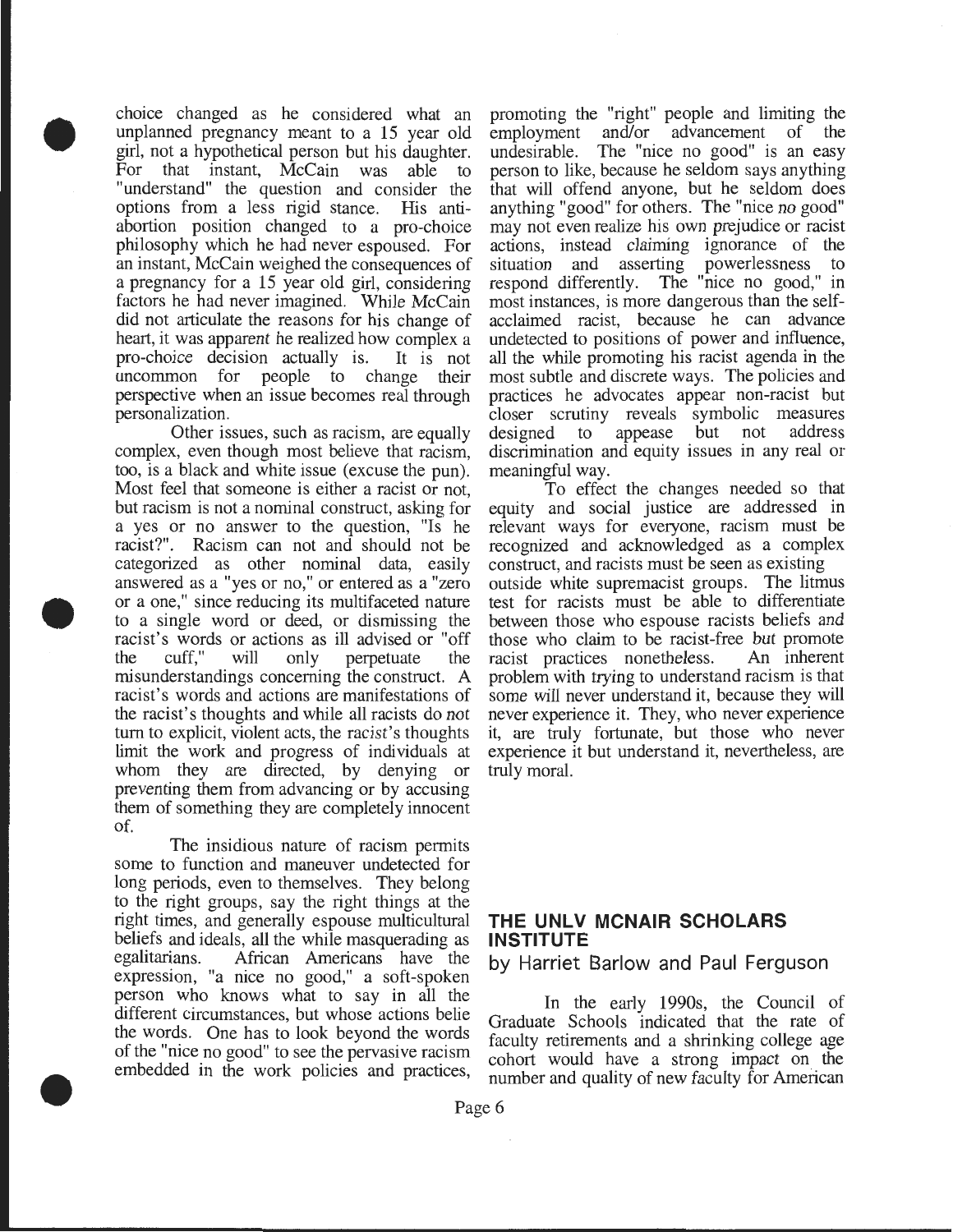choice changed as he considered what an unplanned pregnancy meant to a 15 year old girl, not a hypothetical person but his daughter. For that instant, McCain was able to "understand" the question and consider the options from a less rigid stance. His anti-abortion position changed to a pro-choice philosophy which he had never espoused. For an instant, McCain weighed the consequences of a pregnancy for a 15 year old girl, considering factors he had never imagined. While McCain did not articulate the reasons for his change of heart, it was apparent he realized how complex a pro-choice decision actually is. It is not uncommon for people to change their perspective when an issue becomes real through personalization.

Other issues, such as racism, are equally complex, even though most believe that racism, too, is a black and white issue (excuse the pun). Most feel that someone is either a racist or not, but racism is not a nominal construct, asking for a yes or no answer to the question, "Is he racist?". Racism can not and should not be categorized as other nominal data, easily answered as a "yes or no," or entered as a "zero or a one," since reducing its multifaceted nature to a single word or deed, or dismissing the racist's words or actions as ill advised or "off the cuff," will only perpetuate the misunderstandings concerning the construct. A racist's words and actions are manifestations of the racist's thoughts and while all racists do not turn to explicit, violent acts, the racist's thoughts limit the work and progress of individuals at whom they are directed, by denying or preventing them from advancing or by accusing them of something they are completely innocent of.

The insidious nature of racism permits some to function and maneuver undetected for long periods, even to themselves. They belong to the right groups, say the right things at the right times, and generally espouse multicultural beliefs and ideals, all the while masquerading as egalitarians. African Americans have the expression, "a nice no good," a soft-spoken person who knows what to say in all the different circumstances, but whose actions belie the words. One has to look beyond the words of the "nice no good" to see the pervasive racism embedded in the work policies and practices, promoting the "right" people and limiting the employment and/or advancement of the undesirable. The "nice no good" is an easy person to like, because he seldom says anything that will offend anyone, but he seldom does anything "good" for others. The "nice no good" may not even realize his own prejudice or racist actions, instead claiming ignorance of the situation and asserting powerlessness to respond differently. The "nice no good," in most instances, is more dangerous than the self-acclaimed racist, because he can advance undetected to positions of power and influence, all the while promoting his racist agenda in the most subtle and discrete ways. The policies and practices he advocates appear non-racist but closer scrutiny reveals symbolic measures designed to appease but not address discrimination and equity issues in any real or meaningful way.

To effect the changes needed so that equity and social justice are addressed in relevant ways for everyone, racism must be recognized and acknowledged as a complex construct, and racists must be seen as existing outside white supremacist groups. The litmus test for racists must be able to differentiate between those who espouse racists beliefs and those who claim to be racist-free but promote racist practices nonetheless. An inherent problem with trying to understand racism is that some will never understand it, because they will never experience it. They, who never experience it, are truly fortunate, but those who never experience it but understand it, nevertheless, are truly moral.

## THE UNLV MCNAIR SCHOLARS INSTITUTE

by Harriet Barlow and Paul Ferguson

In the early 1990s, the Council of Graduate Schools indicated that the rate of faculty retirements and a shrinking college age cohort would have a strong impact on the number and quality of new faculty for American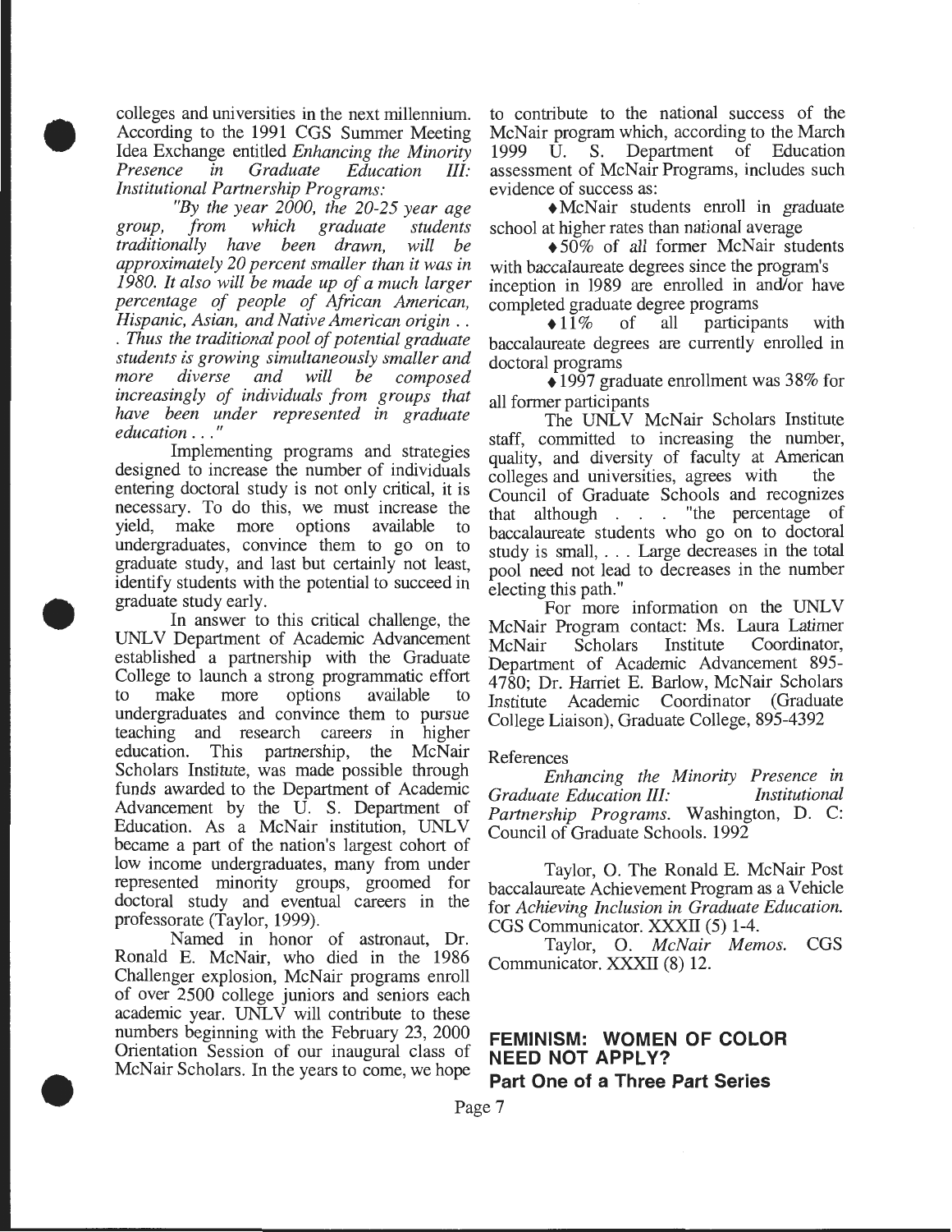colleges and universities in the next millennium. According to the 1991 CGS Summer Meeting Idea Exchange entitled *Enhancing the Minority Presence in Graduate Education III: Institutional Partnership Programs:*

*"By the year 2000, the 20-25 year age group, from which graduate students traditionally have been drawn, will be approximately 20 percent smaller than it was in 1980. It also will be made up of a much larger percentage of people of African American, Hispanic, Asian, and Native American origin . . . Thus the traditional pool of potential graduate students is growing simultaneously smaller and more diverse and will be composed increasingly of individuals from groups that have been under represented in graduate education . . ."*

Implementing programs and strategies designed to increase the number of individuals entering doctoral study is not only critical, it is necessary. To do this, we must increase the yield, make more options available to undergraduates, convince them to go on to graduate study, and last but certainly not least, identify students with the potential to succeed in graduate study early.

In answer to this critical challenge, the UNLV Department of Academic Advancement established a partnership with the Graduate College to launch a strong programmatic effort to make more options available to undergraduates and convince them to pursue teaching and research careers in higher education. This partnership, the McNair Scholars Institute, was made possible through funds awarded to the Department of Academic Advancement by the U. S. Department of Education. As a McNair institution, UNLV became a part of the nation's largest cohort of low income undergraduates, many from under represented minority groups, groomed for doctoral study and eventual careers in the professorate (Taylor, 1999).

Named in honor of astronaut, Dr. Ronald E. McNair, who died in the 1986 Challenger explosion, McNair programs enroll of over 2500 college juniors and seniors each academic year. UNLV will contribute to these numbers beginning with the February 23, 2000 Orientation Session of our inaugural class of McNair Scholars. In the years to come, we hope to contribute to the national success of the McNair program which, according to the March 1999 U. S. Department of Education assessment of McNair Programs, includes such evidence of success as:

- McNair students enroll in graduate school at higher rates than national average
- 50% of all former McNair students with baccalaureate degrees since the program's inception in 1989 are enrolled in and/or have completed graduate degree programs
- 11% of all participants with baccalaureate degrees are currently enrolled in doctoral programs
- 1997 graduate enrollment was 38% for all former participants

The UNLV McNair Scholars Institute staff, committed to increasing the number, quality, and diversity of faculty at American colleges and universities, agrees with the Council of Graduate Schools and recognizes that although . . . "the percentage of baccalaureate students who go on to doctoral study is small, . . . Large decreases in the total pool need not lead to decreases in the number electing this path."

For more information on the UNLV McNair Program contact: Ms. Laura Latimer McNair Scholars Institute Coordinator, Department of Academic Advancement 895-4780; Dr. Harriet E. Barlow, McNair Scholars Institute Academic Coordinator (Graduate College Liaison), Graduate College, 895-4392

References

*Enhancing the Minority Presence in Graduate Education III: Institutional Partnership Programs*. Washington, D. C: Council of Graduate Schools. 1992

Taylor, O. The Ronald E. McNair Post baccalaureate Achievement Program as a Vehicle for *Achieving Inclusion in Graduate Education.* CGS Communicator. XXXII (5) 1-4.

Taylor, O. *McNair Memos.* CGS Communicator. XXXII (8) 12.

## FEMINISM: WOMEN OF COLOR NEED NOT APPLY?

### Part One of a Three Part Series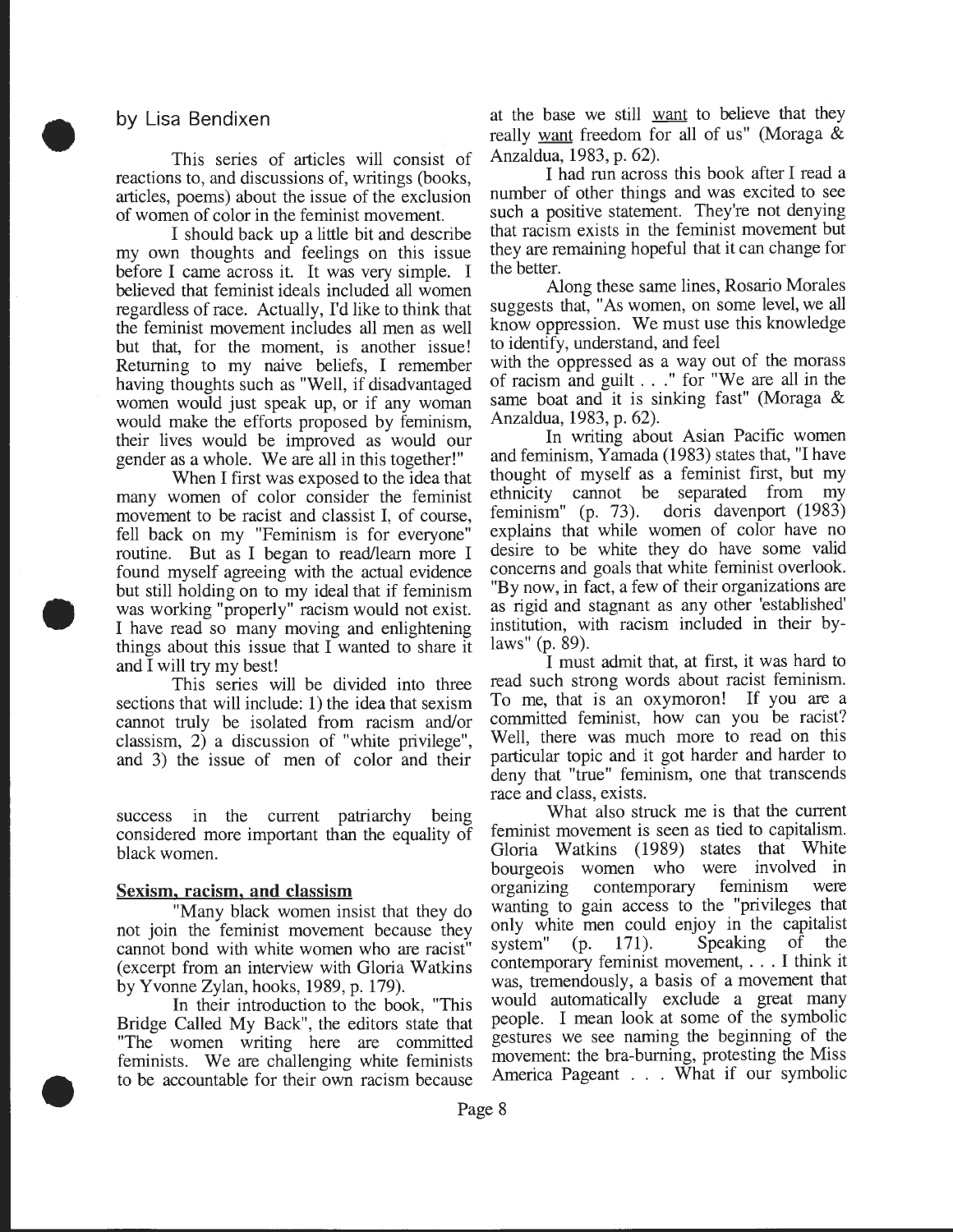by Lisa Bendixen

This series of articles will consist of reactions to, and discussions of, writings (books, articles, poems) about the issue of the exclusion of women of color in the feminist movement.

I should back up a little bit and describe my own thoughts and feelings on this issue before I came across it. It was very simple. I believed that feminist ideals included all women regardless of race. Actually, I'd like to think that the feminist movement includes all men as well but that, for the moment, is another issue! Returning to my naive beliefs, I remember having thoughts such as "Well, if disadvantaged women would just speak up, or if any woman would make the efforts proposed by feminism, their lives would be improved as would our gender as a whole. We are all in this together!"

When I first was exposed to the idea that many women of color consider the feminist movement to be racist and classist I, of course, fell back on my "Feminism is for everyone" routine. But as I began to read/learn more I found myself agreeing with the actual evidence but still holding on to my ideal that if feminism was working "properly" racism would not exist. I have read so many moving and enlightening things about this issue that I wanted to share it and I will try my best!

This series will be divided into three sections that will include: 1) the idea that sexism cannot truly be isolated from racism and/or classism, 2) a discussion of "white privilege", and 3) the issue of men of color and their success in the current patriarchy being considered more important than the equality of black women.

## Sexism, racism, and classism

"Many black women insist that they do not join the feminist movement because they cannot bond with white women who are racist" (excerpt from an interview with Gloria Watkins by Yvonne Zylan, hooks, 1989, p. 179).

In their introduction to the book, "This Bridge Called My Back", the editors state that "The women writing here are committed feminists. We are challenging white feminists to be accountable for their own racism because at the base we still want to believe that they really want freedom for all of us" (Moraga & Anzaldua, 1983, p. 62).

I had run across this book after I read a number of other things and was excited to see such a positive statement. They're not denying that racism exists in the feminist movement but they are remaining hopeful that it can change for the better.

Along these same lines, Rosario Morales suggests that, "As women, on some level, we all know oppression. We must use this knowledge to identify, understand, and feel with the oppressed as a way out of the morass of racism and guilt . . ." for "We are all in the same boat and it is sinking fast" (Moraga & Anzaldua, 1983, p. 62).

In writing about Asian Pacific women and feminism, Yamada (1983) states that, "I have thought of myself as a feminist first, but my ethnicity cannot be separated from my feminism" (p. 73). doris davenport (1983) explains that while women of color have no desire to be white they do have some valid concerns and goals that white feminist overlook. "By now, in fact, a few of their organizations are as rigid and stagnant as any other 'established' institution, with racism included in their by-laws" (p. 89).

I must admit that, at first, it was hard to read such strong words about racist feminism. To me, that is an oxymoron! If you are a committed feminist, how can you be racist? Well, there was much more to read on this particular topic and it got harder and harder to deny that "true" feminism, one that transcends race and class, exists.

What also struck me is that the current feminist movement is seen as tied to capitalism. Gloria Watkins (1989) states that White bourgeois women who were involved in organizing contemporary feminism were wanting to gain access to the "privileges that only white men could enjoy in the capitalist system" (p. 171). Speaking of the contemporary feminist movement, . . . I think it was, tremendously, a basis of a movement that would automatically exclude a great many people. I mean look at some of the symbolic gestures we see naming the beginning of the movement: the bra-burning, protesting the Miss America Pageant . . . What if our symbolic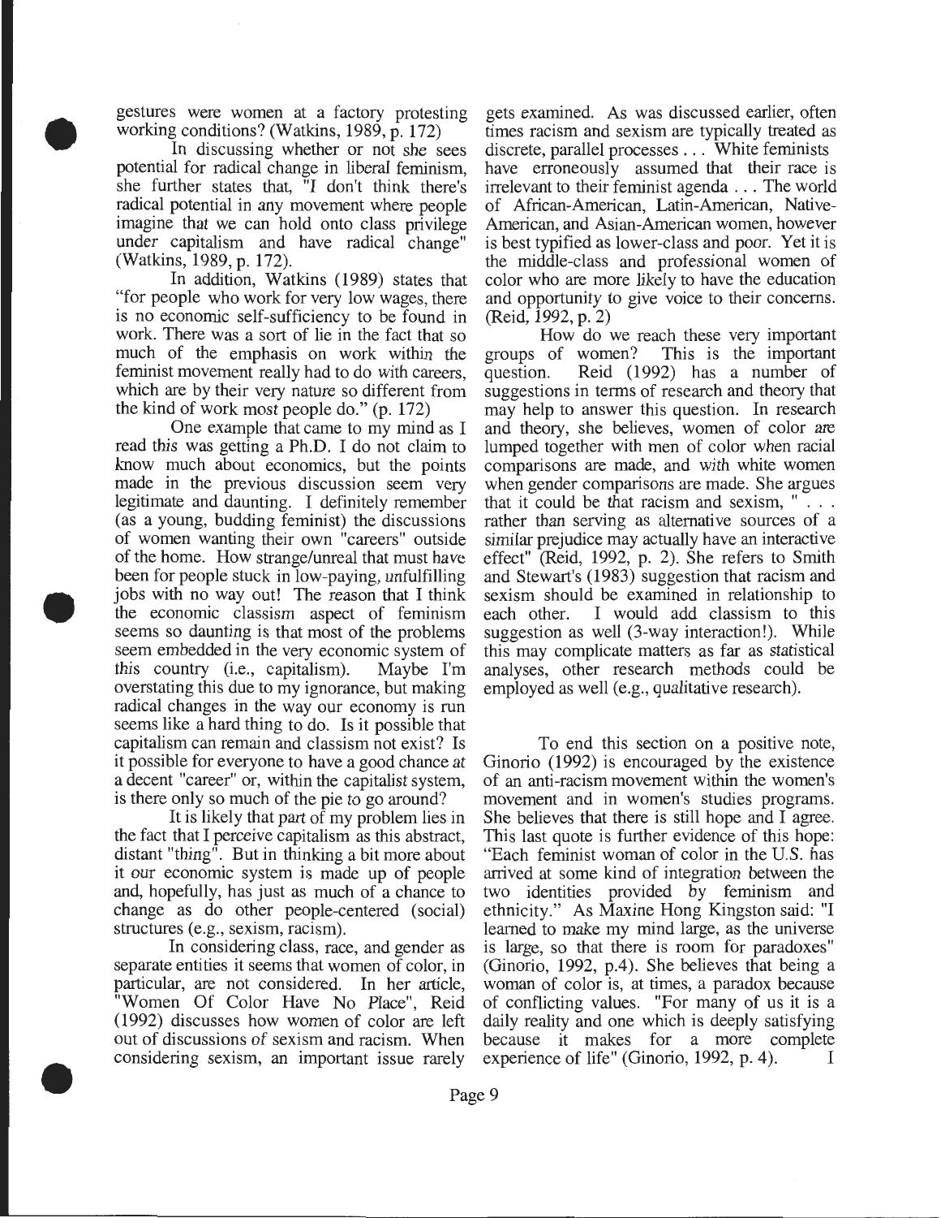gestures were women at a factory protesting working conditions? (Watkins, 1989, p. 172)

In discussing whether or not she sees potential for radical change in liberal feminism, she further states that, "I don't think there's radical potential in any movement where people imagine that we can hold onto class privilege under capitalism and have radical change" (Watkins, 1989, p. 172).

In addition, Watkins (1989) states that "for people who work for very low wages, there is no economic self-sufficiency to be found in work. There was a sort of lie in the fact that so much of the emphasis on work within the feminist movement really had to do with careers, which are by their very nature so different from the kind of work most people do." (p. 172)

One example that came to my mind as I read this was getting a Ph.D. I do not claim to know much about economics, but the points made in the previous discussion seem very legitimate and daunting. I definitely remember (as a young, budding feminist) the discussions of women wanting their own "careers" outside of the home. How strange/unreal that must have been for people stuck in low-paying, unfulfilling jobs with no way out! The reason that I think the economic classism aspect of feminism seems so daunting is that most of the problems seem embedded in the very economic system of this country (i.e., capitalism). Maybe I'm overstating this due to my ignorance, but making radical changes in the way our economy is run seems like a hard thing to do. Is it possible that capitalism can remain and classism not exist? Is it possible for everyone to have a good chance at a decent "career" or, within the capitalist system, is there only so much of the pie to go around?

It is likely that part of my problem lies in the fact that I perceive capitalism as this abstract, distant "thing". But in thinking a bit more about it our economic system is made up of people and, hopefully, has just as much of a chance to change as do other people-centered (social) structures (e.g., sexism, racism).

In considering class, race, and gender as separate entities it seems that women of color, in particular, are not considered. In her article, "Women Of Color Have No Place", Reid (1992) discusses how women of color are left out of discussions of sexism and racism. When considering sexism, an important issue rarely gets examined. As was discussed earlier, often times racism and sexism are typically treated as discrete, parallel processes . . . White feminists have erroneously assumed that their race is irrelevant to their feminist agenda . . . The world of African-American, Latin-American, Native-American, and Asian-American women, however is best typified as lower-class and poor. Yet it is the middle-class and professional women of color who are more likely to have the education and opportunity to give voice to their concerns. (Reid, 1992, p. 2)

How do we reach these very important groups of women? This is the important question. Reid (1992) has a number of suggestions in terms of research and theory that may help to answer this question. In research and theory, she believes, women of color are lumped together with men of color when racial comparisons are made, and with white women when gender comparisons are made. She argues that it could be that racism and sexism, " . . . rather than serving as alternative sources of a similar prejudice may actually have an interactive effect" (Reid, 1992, p. 2). She refers to Smith and Stewart's (1983) suggestion that racism and sexism should be examined in relationship to each other. I would add classism to this suggestion as well (3-way interaction!). While this may complicate matters as far as statistical analyses, other research methods could be employed as well (e.g., qualitative research).

To end this section on a positive note, Ginorio (1992) is encouraged by the existence of an anti-racism movement within the women's movement and in women's studies programs. She believes that there is still hope and I agree. This last quote is further evidence of this hope: "Each feminist woman of color in the U.S. has arrived at some kind of integration between the two identities provided by feminism and ethnicity." As Maxine Hong Kingston said: "I learned to make my mind large, as the universe is large, so that there is room for paradoxes" (Ginorio, 1992, p.4). She believes that being a woman of color is, at times, a paradox because of conflicting values. "For many of us it is a daily reality and one which is deeply satisfying because it makes for a more complete experience of life" (Ginorio, 1992, p. 4). I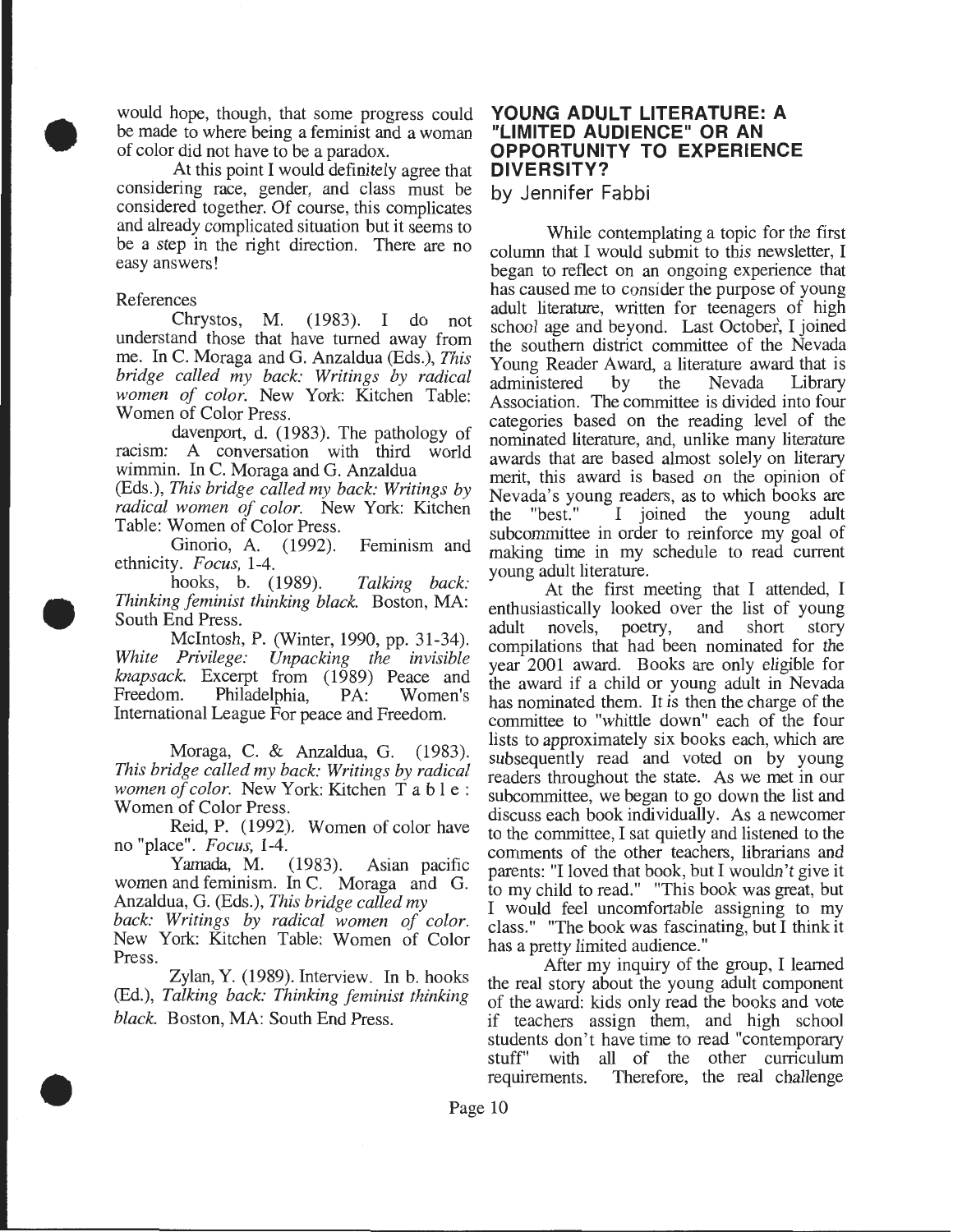would hope, though, that some progress could be made to where being a feminist and a woman of color did not have to be a paradox.

At this point I would definitely agree that considering race, gender, and class must be considered together. Of course, this complicates and already complicated situation but it seems to be a step in the right direction. There are no easy answers!

References

Chrystos, M. (1983). I do not understand those that have turned away from me. In C. Moraga and G. Anzaldua (Eds.), *This bridge called my back: Writings by radical women of color*. New York: Kitchen Table: Women of Color Press.

davenport, d. (1983). The pathology of racism: A conversation with third world wimmin. In C. Moraga and G. Anzaldua (Eds.), *This bridge called my back: Writings by radical women of color*. New York: Kitchen Table: Women of Color Press.

Ginorio, A. (1992). Feminism and ethnicity. *Focus*, 1-4.

hooks, b. (1989). *Talking back: Thinking feminist thinking black*. Boston, MA: South End Press.

McIntosh, P. (Winter, 1990, pp. 31-34). *White Privilege: Unpacking the invisible knapsack*. Excerpt from (1989) Peace and Freedom. Philadelphia, PA: Women's International League For peace and Freedom.

Moraga, C. & Anzaldua, G. (1983). *This bridge called my back: Writings by radical women of color*. New York: Kitchen T a b l e : Women of Color Press.

Reid, P. (1992). Women of color have no "place". *Focus*, 1-4.

Yamada, M. (1983). Asian pacific women and feminism. In C. Moraga and G. Anzaldua, G. (Eds.), *This bridge called my back: Writings by radical women of color*. New York: Kitchen Table: Women of Color Press.

Zylan, Y. (1989). Interview. In b. hooks (Ed.), *Talking back: Thinking feminist thinking black*. Boston, MA: South End Press.

## YOUNG ADULT LITERATURE: A "LIMITED AUDIENCE" OR AN OPPORTUNITY TO EXPERIENCE DIVERSITY?

by Jennifer Fabbi

While contemplating a topic for the first column that I would submit to this newsletter, I began to reflect on an ongoing experience that has caused me to consider the purpose of young adult literature, written for teenagers of high school age and beyond. Last October, I joined the southern district committee of the Nevada Young Reader Award, a literature award that is administered by the Nevada Library Association. The committee is divided into four categories based on the reading level of the nominated literature, and, unlike many literature awards that are based almost solely on literary merit, this award is based on the opinion of Nevada's young readers, as to which books are the "best." I joined the young adult subcommittee in order to reinforce my goal of making time in my schedule to read current young adult literature.

At the first meeting that I attended, I enthusiastically looked over the list of young adult novels, poetry, and short story compilations that had been nominated for the year 2001 award. Books are only eligible for the award if a child or young adult in Nevada has nominated them. It is then the charge of the committee to "whittle down" each of the four lists to approximately six books each, which are subsequently read and voted on by young readers throughout the state. As we met in our subcommittee, we began to go down the list and discuss each book individually. As a newcomer to the committee, I sat quietly and listened to the comments of the other teachers, librarians and parents: "I loved that book, but I wouldn't give it to my child to read." "This book was great, but I would feel uncomfortable assigning to my class." "The book was fascinating, but I think it has a pretty limited audience."

After my inquiry of the group, I learned the real story about the young adult component of the award: kids only read the books and vote if teachers assign them, and high school students don't have time to read "contemporary stuff" with all of the other curriculum requirements. Therefore, the real challenge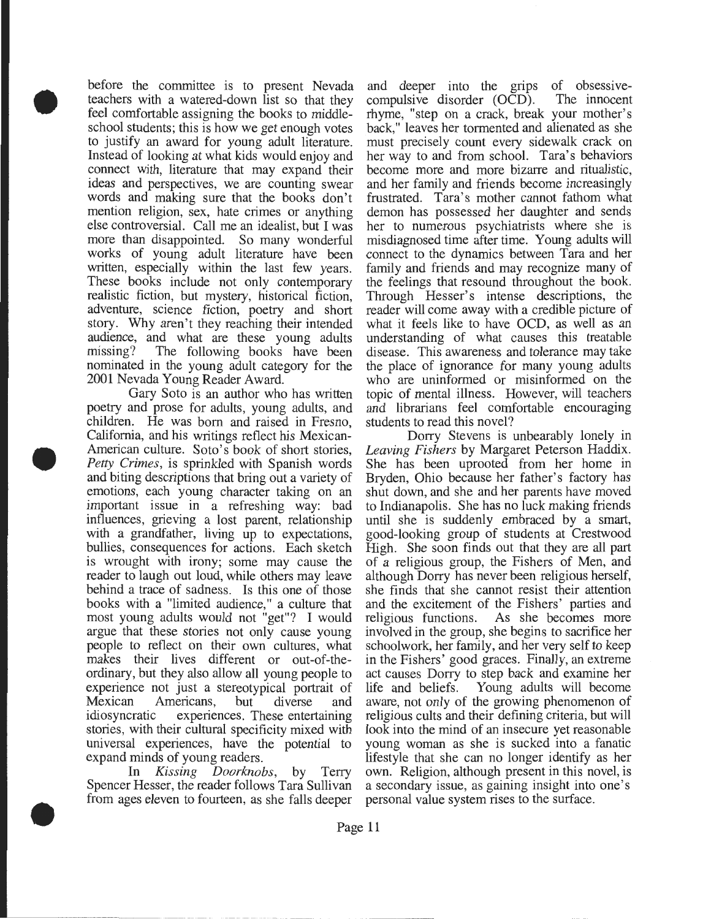before the committee is to present Nevada teachers with a watered-down list so that they feel comfortable assigning the books to middle-school students; this is how we get enough votes to justify an award for young adult literature. Instead of looking at what kids would enjoy and connect with, literature that may expand their ideas and perspectives, we are counting swear words and making sure that the books don't mention religion, sex, hate crimes or anything else controversial. Call me an idealist, but I was more than disappointed. So many wonderful works of young adult literature have been written, especially within the last few years. These books include not only contemporary realistic fiction, but mystery, historical fiction, adventure, science fiction, poetry and short story. Why aren't they reaching their intended audience, and what are these young adults missing? The following books have been nominated in the young adult category for the 2001 Nevada Young Reader Award.

Gary Soto is an author who has written poetry and prose for adults, young adults, and children. He was born and raised in Fresno, California, and his writings reflect his Mexican-American culture. Soto's book of short stories, *Petty Crimes*, is sprinkled with Spanish words and biting descriptions that bring out a variety of emotions, each young character taking on an important issue in a refreshing way: bad influences, grieving a lost parent, relationship with a grandfather, living up to expectations, bullies, consequences for actions. Each sketch is wrought with irony; some may cause the reader to laugh out loud, while others may leave behind a trace of sadness. Is this one of those books with a "limited audience," a culture that most young adults would not "get"? I would argue that these stories not only cause young people to reflect on their own cultures, what makes their lives different or out-of-the-ordinary, but they also allow all young people to experience not just a stereotypical portrait of Mexican Americans, but diverse and idiosyncratic experiences. These entertaining stories, with their cultural specificity mixed with universal experiences, have the potential to expand minds of young readers.

In *Kissing Doorknobs*, by Terry Spencer Hesser, the reader follows Tara Sullivan from ages eleven to fourteen, as she falls deeper and deeper into the grips of obsessive-compulsive disorder (OCD). The innocent rhyme, "step on a crack, break your mother's back," leaves her tormented and alienated as she must precisely count every sidewalk crack on her way to and from school. Tara's behaviors become more and more bizarre and ritualistic, and her family and friends become increasingly frustrated. Tara's mother cannot fathom what demon has possessed her daughter and sends her to numerous psychiatrists where she is misdiagnosed time after time. Young adults will connect to the dynamics between Tara and her family and friends and may recognize many of the feelings that resound throughout the book. Through Hesser's intense descriptions, the reader will come away with a credible picture of what it feels like to have OCD, as well as an understanding of what causes this treatable disease. This awareness and tolerance may take the place of ignorance for many young adults who are uninformed or misinformed on the topic of mental illness. However, will teachers and librarians feel comfortable encouraging students to read this novel?

Dorry Stevens is unbearably lonely in *Leaving Fishers* by Margaret Peterson Haddix. She has been uprooted from her home in Bryden, Ohio because her father's factory has shut down, and she and her parents have moved to Indianapolis. She has no luck making friends until she is suddenly embraced by a smart, good-looking group of students at Crestwood High. She soon finds out that they are all part of a religious group, the Fishers of Men, and although Dorry has never been religious herself, she finds that she cannot resist their attention and the excitement of the Fishers' parties and religious functions. As she becomes more involved in the group, she begins to sacrifice her schoolwork, her family, and her very self to keep in the Fishers' good graces. Finally, an extreme act causes Dorry to step back and examine her life and beliefs. Young adults will become aware, not only of the growing phenomenon of religious cults and their defining criteria, but will look into the mind of an insecure yet reasonable young woman as she is sucked into a fanatic lifestyle that she can no longer identify as her own. Religion, although present in this novel, is a secondary issue, as gaining insight into one's personal value system rises to the surface.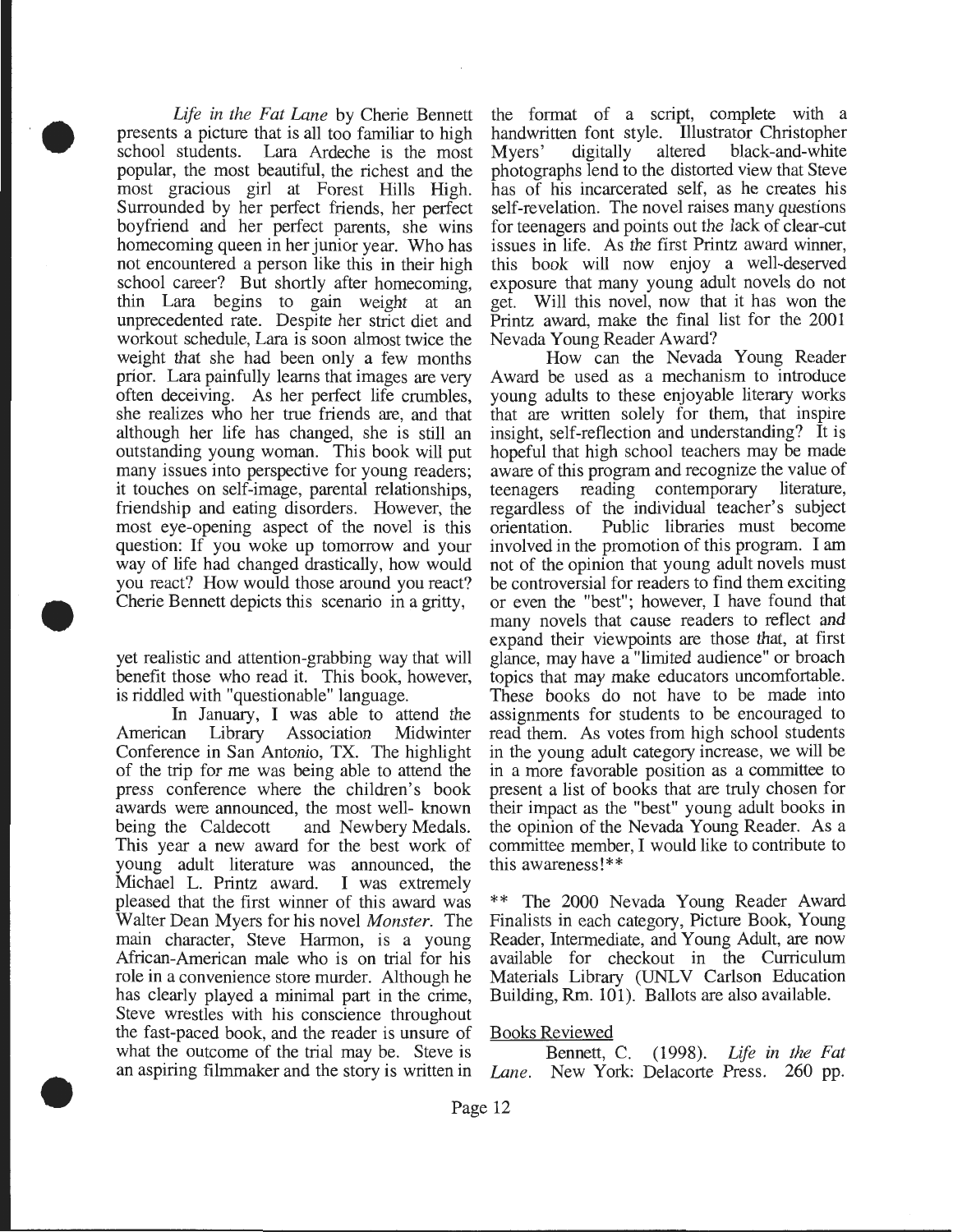*Life in the Fat Lane* by Cherie Bennett presents a picture that is all too familiar to high school students. Lara Ardeche is the most popular, the most beautiful, the richest and the most gracious girl at Forest Hills High. Surrounded by her perfect friends, her perfect boyfriend and her perfect parents, she wins homecoming queen in her junior year. Who has not encountered a person like this in their high school career? But shortly after homecoming, thin Lara begins to gain weight at an unprecedented rate. Despite her strict diet and workout schedule, Lara is soon almost twice the weight that she had been only a few months prior. Lara painfully learns that images are very often deceiving. As her perfect life crumbles, she realizes who her true friends are, and that although her life has changed, she is still an outstanding young woman. This book will put many issues into perspective for young readers; it touches on self-image, parental relationships, friendship and eating disorders. However, the most eye-opening aspect of the novel is this question: If you woke up tomorrow and your way of life had changed drastically, how would you react? How would those around you react? Cherie Bennett depicts this scenario in a gritty, yet realistic and attention-grabbing way that will benefit those who read it. This book, however, is riddled with "questionable" language.

In January, I was able to attend the American Library Association Midwinter Conference in San Antonio, TX. The highlight of the trip for me was being able to attend the press conference where the children's book awards were announced, the most well- known being the Caldecott and Newbery Medals. This year a new award for the best work of young adult literature was announced, the Michael L. Printz award. I was extremely pleased that the first winner of this award was Walter Dean Myers for his novel *Monster*. The main character, Steve Harmon, is a young African-American male who is on trial for his role in a convenience store murder. Although he has clearly played a minimal part in the crime, Steve wrestles with his conscience throughout the fast-paced book, and the reader is unsure of what the outcome of the trial may be. Steve is an aspiring filmmaker and the story is written in the format of a script, complete with a handwritten font style. Illustrator Christopher Myers' digitally altered black-and-white photographs lend to the distorted view that Steve has of his incarcerated self, as he creates his self-revelation. The novel raises many questions for teenagers and points out the lack of clear-cut issues in life. As the first Printz award winner, this book will now enjoy a well-deserved exposure that many young adult novels do not get. Will this novel, now that it has won the Printz award, make the final list for the 2001 Nevada Young Reader Award?

How can the Nevada Young Reader Award be used as a mechanism to introduce young adults to these enjoyable literary works that are written solely for them, that inspire insight, self-reflection and understanding? It is hopeful that high school teachers may be made aware of this program and recognize the value of teenagers reading contemporary literature, regardless of the individual teacher's subject orientation. Public libraries must become involved in the promotion of this program. I am not of the opinion that young adult novels must be controversial for readers to find them exciting or even the "best"; however, I have found that many novels that cause readers to reflect and expand their viewpoints are those that, at first glance, may have a "limited audience" or broach topics that may make educators uncomfortable. These books do not have to be made into assignments for students to be encouraged to read them. As votes from high school students in the young adult category increase, we will be in a more favorable position as a committee to present a list of books that are truly chosen for their impact as the "best" young adult books in the opinion of the Nevada Young Reader. As a committee member, I would like to contribute to this awareness!**

** The 2000 Nevada Young Reader Award Finalists in each category, Picture Book, Young Reader, Intermediate, and Young Adult, are now available for checkout in the Curriculum Materials Library (UNLV Carlson Education Building, Rm. 101). Ballots are also available.

## Books Reviewed

Bennett, C. (1998). *Life in the Fat Lane*. New York: Delacorte Press. 260 pp.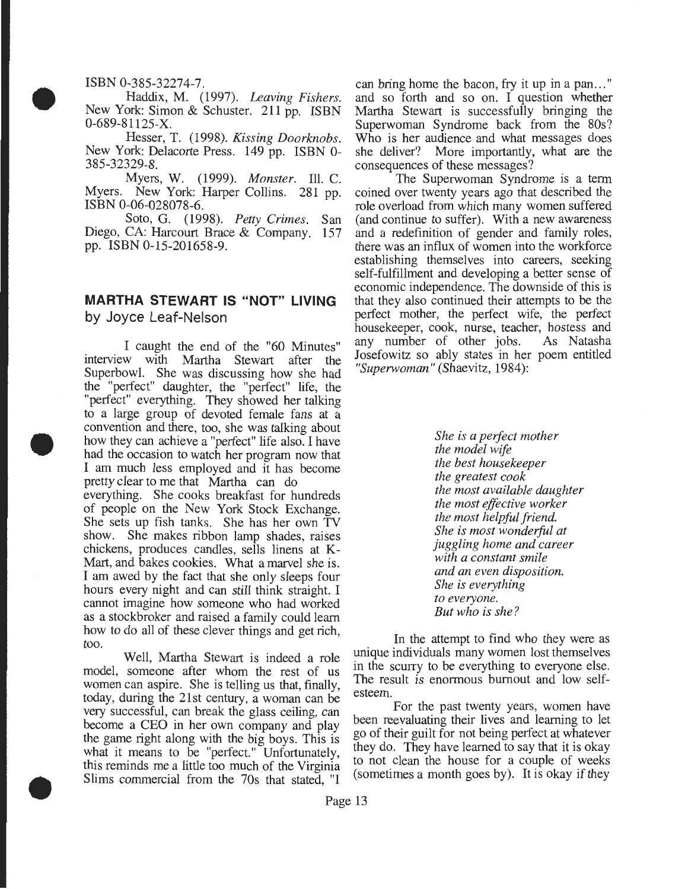ISBN 0-385-32274-7.

Haddix, M. (1997). *Leaving Fishers.* New York: Simon & Schuster. 211 pp. ISBN 0-689-81125-X.

Hesser, T. (1998). *Kissing Doorknobs.* New York: Delacorte Press. 149 pp. ISBN 0-385-32329-8.

Myers, W. (1999). *Monster.* Ill. C. Myers. New York: Harper Collins. 281 pp. ISBN 0-06-028078-6.

Soto, G. (1998). *Petty Crimes.* San Diego, CA: Harcourt Brace & Company. 157 pp. ISBN 0-15-201658-9.

## MARTHA STEWART IS "NOT" LIVING

by Joyce Leaf-Nelson

I caught the end of the "60 Minutes" interview with Martha Stewart after the Superbowl. She was discussing how she had the "perfect" daughter, the "perfect" life, the "perfect" everything. They showed her talking to a large group of devoted female fans at a convention and there, too, she was talking about how they can achieve a "perfect" life also. I have had the occasion to watch her program now that I am much less employed and it has become pretty clear to me that Martha can do everything. She cooks breakfast for hundreds of people on the New York Stock Exchange. She sets up fish tanks. She has her own TV show. She makes ribbon lamp shades, raises chickens, produces candles, sells linens at K-Mart, and bakes cookies. What a marvel she is. I am awed by the fact that she only sleeps four hours every night and can *still* think straight. I cannot imagine how someone who had worked as a stockbroker and raised a family could learn how to do all of these clever things and get rich, too.

Well, Martha Stewart is indeed a role model, someone after whom the rest of us women can aspire. She is telling us that, finally, today, during the 21st century, a woman can be very successful, can break the glass ceiling, can become a CEO in her own company and play the game right along with the big boys. This is what it means to be "perfect." Unfortunately, this reminds me a little too much of the Virginia Slims commercial from the 70s that stated, "I can bring home the bacon, fry it up in a pan..." and so forth and so on. I question whether Martha Stewart is successfully bringing the Superwoman Syndrome back from the 80s? Who is her audience and what messages does she deliver? More importantly, what are the consequences of these messages?

The Superwoman Syndrome is a term coined over twenty years ago that described the role overload from which many women suffered (and continue to suffer). With a new awareness and a redefinition of gender and family roles, there was an influx of women into the workforce establishing themselves into careers, seeking self-fulfillment and developing a better sense of economic independence. The downside of this is that they also continued their attempts to be the perfect mother, the perfect wife, the perfect housekeeper, cook, nurse, teacher, hostess and any number of other jobs. As Natasha Josefowitz so ably states in her poem entitled *"Superwoman"* (Shaevitz, 1984):

> *She is a perfect mother*
> *the model wife*
> *the best housekeeper*
> *the greatest cook*
> *the most available daughter*
> *the most effective worker*
> *the most helpful friend.*
> *She is most wonderful at*
> *juggling home and career*
> *with a constant smile*
> *and an even disposition.*
> *She is everything*
> *to everyone.*
> *But who is she?*

In the attempt to find who they were as unique individuals many women lost themselves in the scurry to be everything to everyone else. The result is enormous burnout and low self-esteem.

For the past twenty years, women have been reevaluating their lives and learning to let go of their guilt for not being perfect at whatever they do. They have learned to say that it is okay to not clean the house for a couple of weeks (sometimes a month goes by). It is okay if they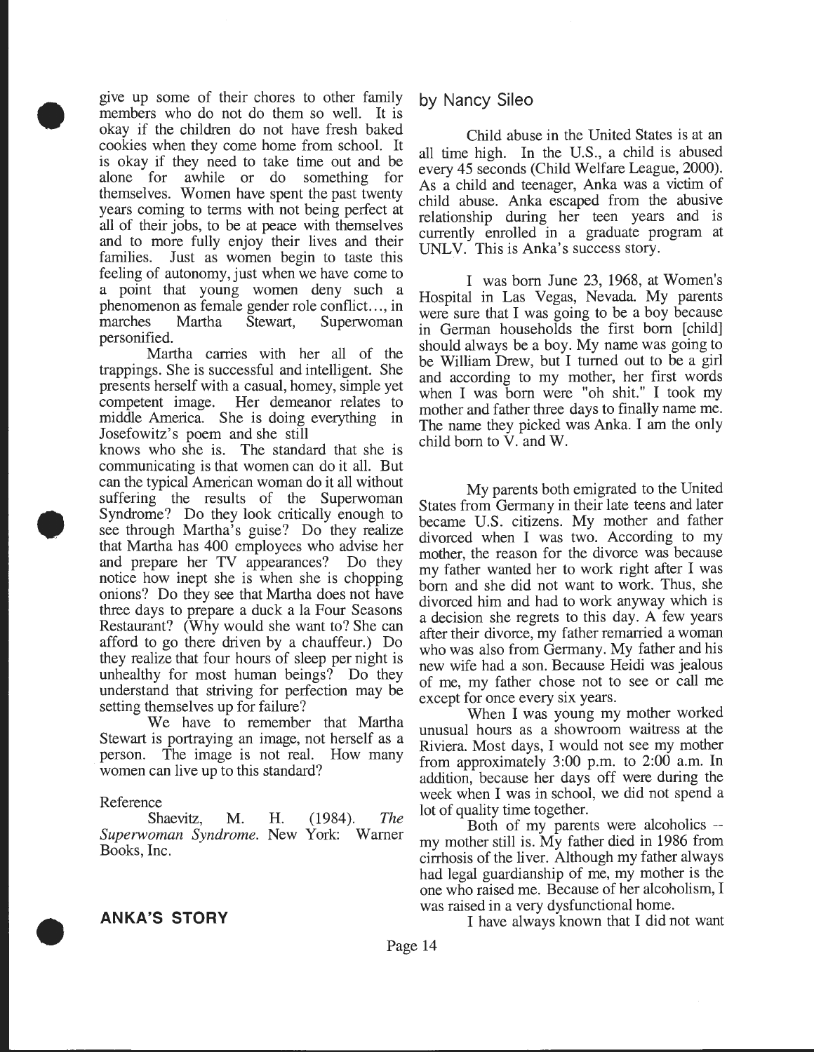give up some of their chores to other family members who do not do them so well. It is okay if the children do not have fresh baked cookies when they come home from school. It is okay if they need to take time out and be alone for awhile or do something for themselves. Women have spent the past twenty years coming to terms with not being perfect at all of their jobs, to be at peace with themselves and to more fully enjoy their lives and their families. Just as women begin to taste this feeling of autonomy, just when we have come to a point that young women deny such a phenomenon as female gender role conflict…, in marches Martha Stewart, Superwoman personified.

Martha carries with her all of the trappings. She is successful and intelligent. She presents herself with a casual, homey, simple yet competent image. Her demeanor relates to middle America. She is doing everything in Josefowitz's poem and she still knows who she is. The standard that she is communicating is that women can do it all. But can the typical American woman do it all without suffering the results of the Superwoman Syndrome? Do they look critically enough to see through Martha's guise? Do they realize that Martha has 400 employees who advise her and prepare her TV appearances? Do they notice how inept she is when she is chopping onions? Do they see that Martha does not have three days to prepare a duck a la Four Seasons Restaurant? (Why would she want to? She can afford to go there driven by a chauffeur.) Do they realize that four hours of sleep per night is unhealthy for most human beings? Do they understand that striving for perfection may be setting themselves up for failure?

We have to remember that Martha Stewart is portraying an image, not herself as a person. The image is not real. How many women can live up to this standard?

Reference

Shaevitz, M. H. (1984). *The Superwoman Syndrome*. New York: Warner Books, Inc.

## ANKA'S STORY

by Nancy Sileo

Child abuse in the United States is at an all time high. In the U.S., a child is abused every 45 seconds (Child Welfare League, 2000). As a child and teenager, Anka was a victim of child abuse. Anka escaped from the abusive relationship during her teen years and is currently enrolled in a graduate program at UNLV. This is Anka's success story.

I was born June 23, 1968, at Women's Hospital in Las Vegas, Nevada. My parents were sure that I was going to be a boy because in German households the first born [child] should always be a boy. My name was going to be William Drew, but I turned out to be a girl and according to my mother, her first words when I was born were "oh shit." I took my mother and father three days to finally name me. The name they picked was Anka. I am the only child born to V. and W.

My parents both emigrated to the United States from Germany in their late teens and later became U.S. citizens. My mother and father divorced when I was two. According to my mother, the reason for the divorce was because my father wanted her to work right after I was born and she did not want to work. Thus, she divorced him and had to work anyway which is a decision she regrets to this day. A few years after their divorce, my father remarried a woman who was also from Germany. My father and his new wife had a son. Because Heidi was jealous of me, my father chose not to see or call me except for once every six years.

When I was young my mother worked unusual hours as a showroom waitress at the Riviera. Most days, I would not see my mother from approximately 3:00 p.m. to 2:00 a.m. In addition, because her days off were during the week when I was in school, we did not spend a lot of quality time together.

Both of my parents were alcoholics -- my mother still is. My father died in 1986 from cirrhosis of the liver. Although my father always had legal guardianship of me, my mother is the one who raised me. Because of her alcoholism, I was raised in a very dysfunctional home.

I have always known that I did not want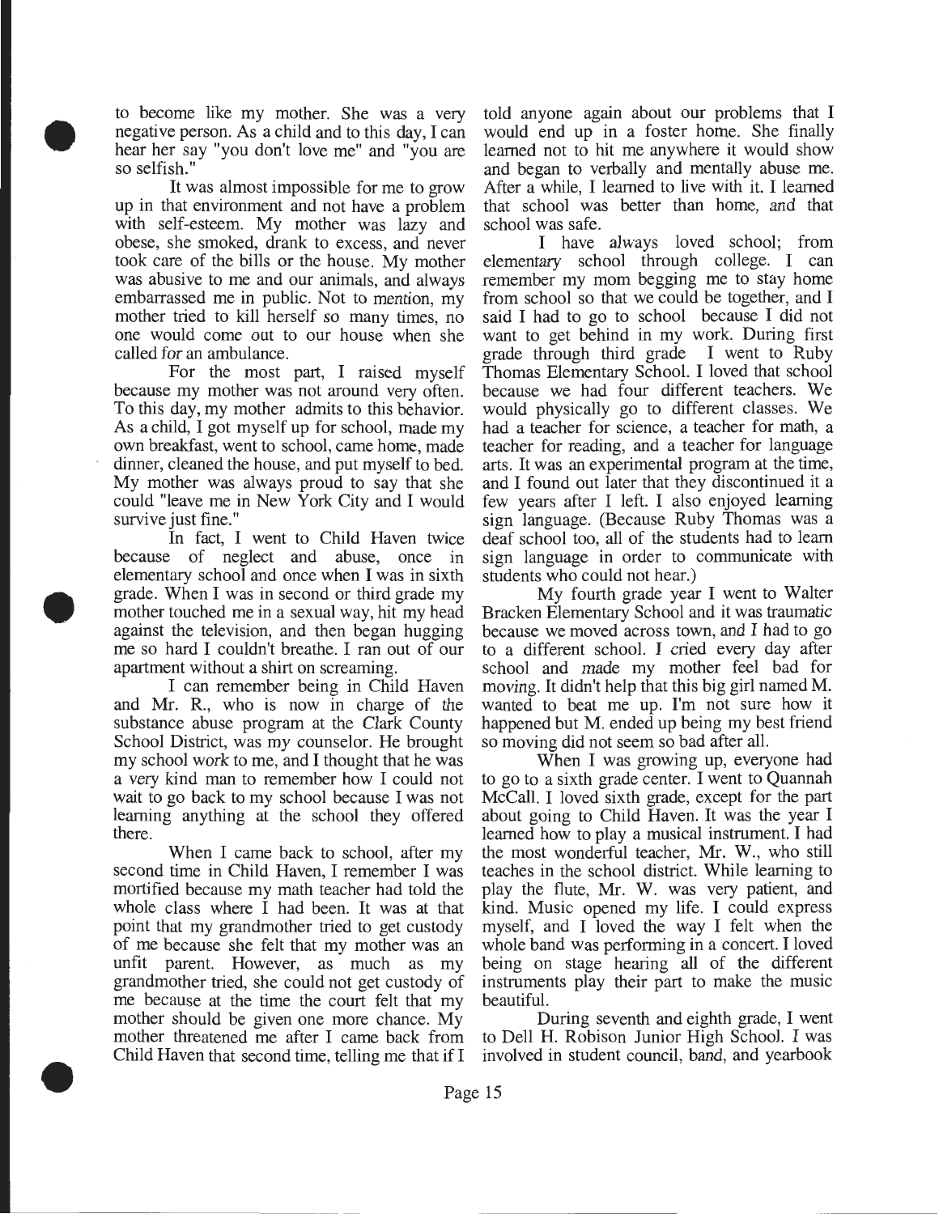to become like my mother. She was a very negative person. As a child and to this day, I can hear her say "you don't love me" and "you are so selfish."

It was almost impossible for me to grow up in that environment and not have a problem with self-esteem. My mother was lazy and obese, she smoked, drank to excess, and never took care of the bills or the house. My mother was abusive to me and our animals, and always embarrassed me in public. Not to mention, my mother tried to kill herself so many times, no one would come out to our house when she called for an ambulance.

For the most part, I raised myself because my mother was not around very often. To this day, my mother admits to this behavior. As a child, I got myself up for school, made my own breakfast, went to school, came home, made dinner, cleaned the house, and put myself to bed. My mother was always proud to say that she could "leave me in New York City and I would survive just fine."

In fact, I went to Child Haven twice because of neglect and abuse, once in elementary school and once when I was in sixth grade. When I was in second or third grade my mother touched me in a sexual way, hit my head against the television, and then began hugging me so hard I couldn't breathe. I ran out of our apartment without a shirt on screaming.

I can remember being in Child Haven and Mr. R., who is now in charge of the substance abuse program at the Clark County School District, was my counselor. He brought my school work to me, and I thought that he was a very kind man to remember how I could not wait to go back to my school because I was not learning anything at the school they offered there.

When I came back to school, after my second time in Child Haven, I remember I was mortified because my math teacher had told the whole class where I had been. It was at that point that my grandmother tried to get custody of me because she felt that my mother was an unfit parent. However, as much as my grandmother tried, she could not get custody of me because at the time the court felt that my mother should be given one more chance. My mother threatened me after I came back from Child Haven that second time, telling me that if I told anyone again about our problems that I would end up in a foster home. She finally learned not to hit me anywhere it would show and began to verbally and mentally abuse me. After a while, I learned to live with it. I learned that school was better than home, and that school was safe.

I have always loved school; from elementary school through college. I can remember my mom begging me to stay home from school so that we could be together, and I said I had to go to school because I did not want to get behind in my work. During first grade through third grade I went to Ruby Thomas Elementary School. I loved that school because we had four different teachers. We would physically go to different classes. We had a teacher for science, a teacher for math, a teacher for reading, and a teacher for language arts. It was an experimental program at the time, and I found out later that they discontinued it a few years after I left. I also enjoyed learning sign language. (Because Ruby Thomas was a deaf school too, all of the students had to learn sign language in order to communicate with students who could not hear.)

My fourth grade year I went to Walter Bracken Elementary School and it was traumatic because we moved across town, and I had to go to a different school. I cried every day after school and made my mother feel bad for moving. It didn't help that this big girl named M. wanted to beat me up. I'm not sure how it happened but M. ended up being my best friend so moving did not seem so bad after all.

When I was growing up, everyone had to go to a sixth grade center. I went to Quannah McCall. I loved sixth grade, except for the part about going to Child Haven. It was the year I learned how to play a musical instrument. I had the most wonderful teacher, Mr. W., who still teaches in the school district. While learning to play the flute, Mr. W. was very patient, and kind. Music opened my life. I could express myself, and I loved the way I felt when the whole band was performing in a concert. I loved being on stage hearing all of the different instruments play their part to make the music beautiful.

During seventh and eighth grade, I went to Dell H. Robison Junior High School. I was involved in student council, band, and yearbook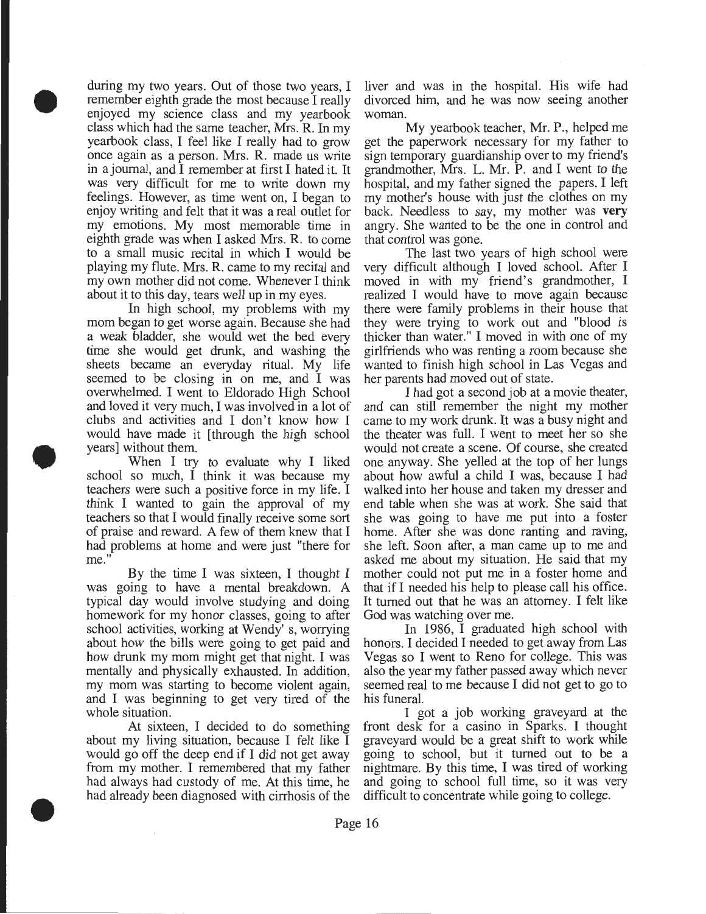during my two years. Out of those two years, I remember eighth grade the most because I really enjoyed my science class and my yearbook class which had the same teacher, Mrs. R. In my yearbook class, I feel like I really had to grow once again as a person. Mrs. R. made us write in a journal, and I remember at first I hated it. It was very difficult for me to write down my feelings. However, as time went on, I began to enjoy writing and felt that it was a real outlet for my emotions. My most memorable time in eighth grade was when I asked Mrs. R. to come to a small music recital in which I would be playing my flute. Mrs. R. came to my recital and my own mother did not come. Whenever I think about it to this day, tears well up in my eyes.

In high school, my problems with my mom began to get worse again. Because she had a weak bladder, she would wet the bed every time she would get drunk, and washing the sheets became an everyday ritual. My life seemed to be closing in on me, and I was overwhelmed. I went to Eldorado High School and loved it very much, I was involved in a lot of clubs and activities and I don't know how I would have made it [through the high school years] without them.

When I try to evaluate why I liked school so much, I think it was because my teachers were such a positive force in my life. I think I wanted to gain the approval of my teachers so that I would finally receive some sort of praise and reward. A few of them knew that I had problems at home and were just "there for me."

By the time I was sixteen, I thought I was going to have a mental breakdown. A typical day would involve studying and doing homework for my honor classes, going to after school activities, working at Wendy's, worrying about how the bills were going to get paid and how drunk my mom might get that night. I was mentally and physically exhausted. In addition, my mom was starting to become violent again, and I was beginning to get very tired of the whole situation.

At sixteen, I decided to do something about my living situation, because I felt like I would go off the deep end if I did not get away from my mother. I remembered that my father had always had custody of me. At this time, he had already been diagnosed with cirrhosis of the liver and was in the hospital. His wife had divorced him, and he was now seeing another woman.

My yearbook teacher, Mr. P., helped me get the paperwork necessary for my father to sign temporary guardianship over to my friend's grandmother, Mrs. L. Mr. P. and I went to the hospital, and my father signed the papers. I left my mother's house with just the clothes on my back. Needless to say, my mother was **very** angry. She wanted to be the one in control and that control was gone.

The last two years of high school were very difficult although I loved school. After I moved in with my friend's grandmother, I realized I would have to move again because there were family problems in their house that they were trying to work out and "blood is thicker than water." I moved in with one of my girlfriends who was renting a room because she wanted to finish high school in Las Vegas and her parents had moved out of state.

I had got a second job at a movie theater, and can still remember the night my mother came to my work drunk. It was a busy night and the theater was full. I went to meet her so she would not create a scene. Of course, she created one anyway. She yelled at the top of her lungs about how awful a child I was, because I had walked into her house and taken my dresser and end table when she was at work. She said that she was going to have me put into a foster home. After she was done ranting and raving, she left. Soon after, a man came up to me and asked me about my situation. He said that my mother could not put me in a foster home and that if I needed his help to please call his office. It turned out that he was an attorney. I felt like God was watching over me.

In 1986, I graduated high school with honors. I decided I needed to get away from Las Vegas so I went to Reno for college. This was also the year my father passed away which never seemed real to me because I did not get to go to his funeral.

I got a job working graveyard at the front desk for a casino in Sparks. I thought graveyard would be a great shift to work while going to school, but it turned out to be a nightmare. By this time, I was tired of working and going to school full time, so it was very difficult to concentrate while going to college.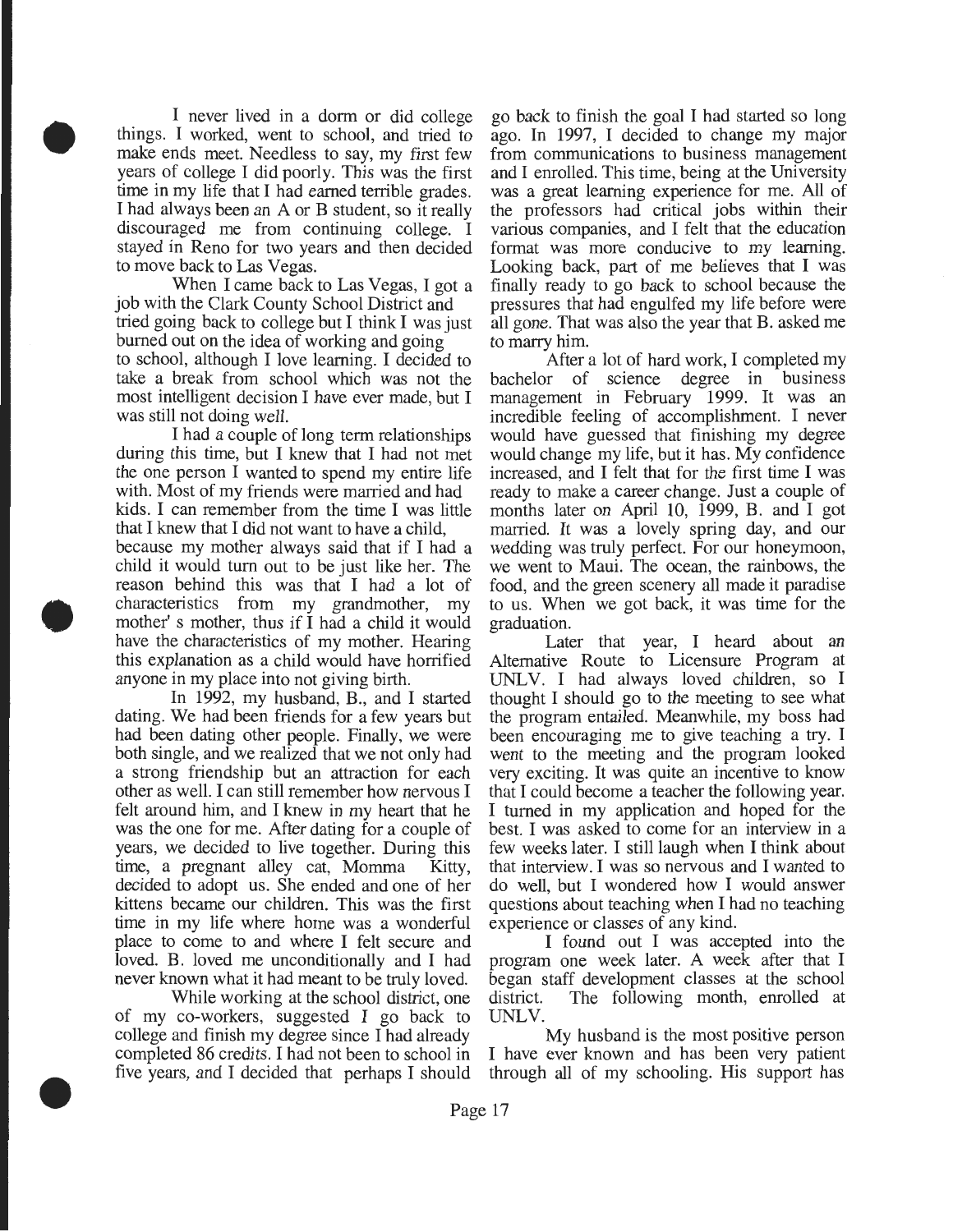I never lived in a dorm or did college things. I worked, went to school, and tried to make ends meet. Needless to say, my first few years of college I did poorly. This was the first time in my life that I had earned terrible grades. I had always been an A or B student, so it really discouraged me from continuing college. I stayed in Reno for two years and then decided to move back to Las Vegas.

When I came back to Las Vegas, I got a job with the Clark County School District and tried going back to college but I think I was just burned out on the idea of working and going to school, although I love learning. I decided to take a break from school which was not the most intelligent decision I have ever made, but I was still not doing well.

I had a couple of long term relationships during this time, but I knew that I had not met the one person I wanted to spend my entire life with. Most of my friends were married and had kids. I can remember from the time I was little that I knew that I did not want to have a child, because my mother always said that if I had a child it would turn out to be just like her. The reason behind this was that I had a lot of characteristics from my grandmother, my mother' s mother, thus if I had a child it would have the characteristics of my mother. Hearing this explanation as a child would have horrified anyone in my place into not giving birth.

In 1992, my husband, B., and I started dating. We had been friends for a few years but had been dating other people. Finally, we were both single, and we realized that we not only had a strong friendship but an attraction for each other as well. I can still remember how nervous I felt around him, and I knew in my heart that he was the one for me. After dating for a couple of years, we decided to live together. During this time, a pregnant alley cat, Momma Kitty, decided to adopt us. She ended and one of her kittens became our children. This was the first time in my life where home was a wonderful place to come to and where I felt secure and loved. B. loved me unconditionally and I had never known what it had meant to be truly loved.

While working at the school district, one of my co-workers, suggested I go back to college and finish my degree since I had already completed 86 credits. I had not been to school in five years, and I decided that perhaps I should go back to finish the goal I had started so long ago. In 1997, I decided to change my major from communications to business management and I enrolled. This time, being at the University was a great learning experience for me. All of the professors had critical jobs within their various companies, and I felt that the education format was more conducive to my learning. Looking back, part of me believes that I was finally ready to go back to school because the pressures that had engulfed my life before were all gone. That was also the year that B. asked me to marry him.

After a lot of hard work, I completed my bachelor of science degree in business management in February 1999. It was an incredible feeling of accomplishment. I never would have guessed that finishing my degree would change my life, but it has. My confidence increased, and I felt that for the first time I was ready to make a career change. Just a couple of months later on April 10, 1999, B. and I got married. It was a lovely spring day, and our wedding was truly perfect. For our honeymoon, we went to Maui. The ocean, the rainbows, the food, and the green scenery all made it paradise to us. When we got back, it was time for the graduation.

Later that year, I heard about an Alternative Route to Licensure Program at UNLV. I had always loved children, so I thought I should go to the meeting to see what the program entailed. Meanwhile, my boss had been encouraging me to give teaching a try. I went to the meeting and the program looked very exciting. It was quite an incentive to know that I could become a teacher the following year. I turned in my application and hoped for the best. I was asked to come for an interview in a few weeks later. I still laugh when I think about that interview. I was so nervous and I wanted to do well, but I wondered how I would answer questions about teaching when I had no teaching experience or classes of any kind.

I found out I was accepted into the program one week later. A week after that I began staff development classes at the school district. The following month, enrolled at UNLV.

My husband is the most positive person I have ever known and has been very patient through all of my schooling. His support has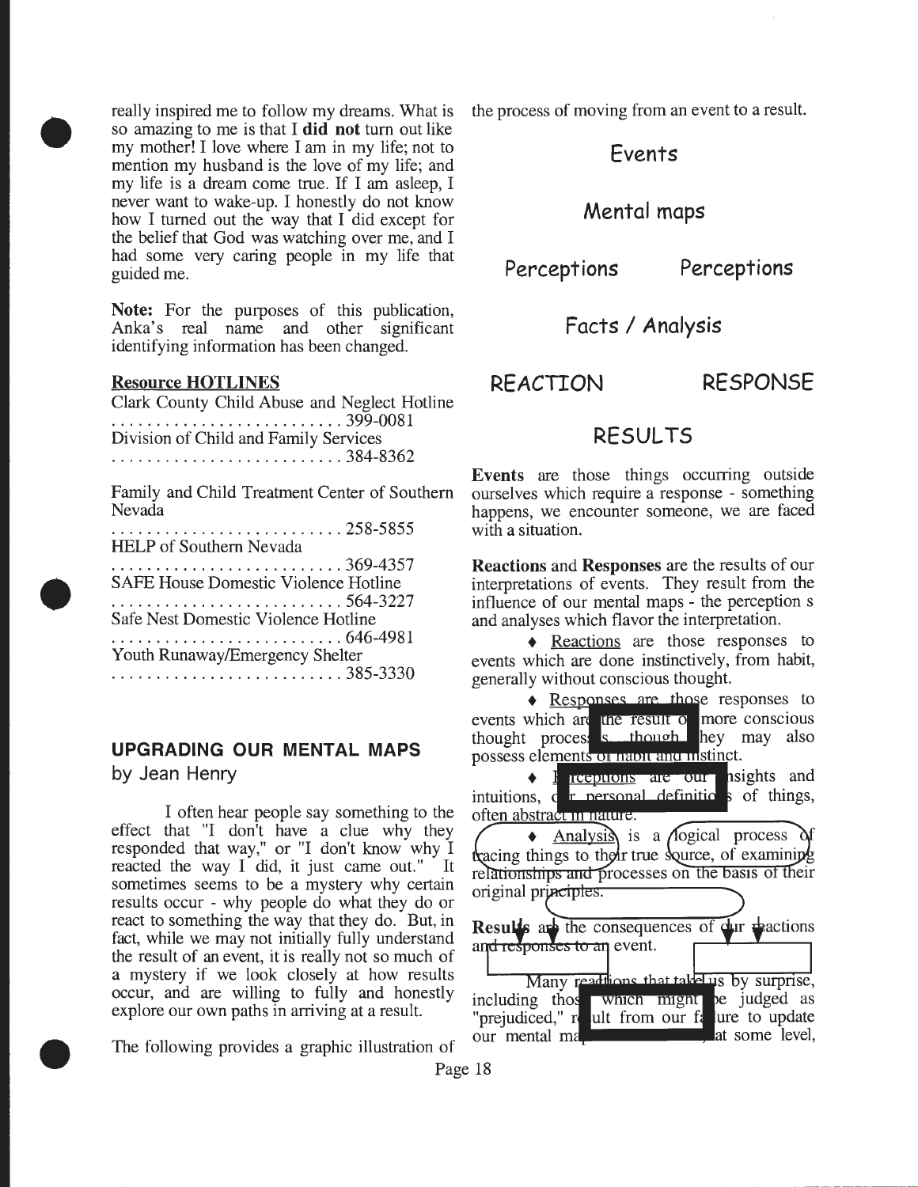really inspired me to follow my dreams. What is so amazing to me is that I **did not** turn out like my mother! I love where I am in my life; not to mention my husband is the love of my life; and my life is a dream come true. If I am asleep, I never want to wake-up. I honestly do not know how I turned out the way that I did except for the belief that God was watching over me, and I had some very caring people in my life that guided me.

**Note:** For the purposes of this publication, Anka's real name and other significant identifying information has been changed.

**Resource HOTLINES**

Clark County Child Abuse and Neglect Hotline .......................... 399-0081

Division of Child and Family Services .......................... 384-8362

Family and Child Treatment Center of Southern Nevada .......................... 258-5855

HELP of Southern Nevada .......................... 369-4357

SAFE House Domestic Violence Hotline .......................... 564-3227

Safe Nest Domestic Violence Hotline .......................... 646-4981

Youth Runaway/Emergency Shelter .......................... 385-3330

## UPGRADING OUR MENTAL MAPS

by Jean Henry

I often hear people say something to the effect that "I don't have a clue why they responded that way," or "I don't know why I reacted the way I did, it just came out." It sometimes seems to be a mystery why certain results occur - why people do what they do or react to something the way that they do. But, in fact, while we may not initially fully understand the result of an event, it is really not so much of a mystery if we look closely at how results occur, and are willing to fully and honestly explore our own paths in arriving at a result.

The following provides a graphic illustration of the process of moving from an event to a result.

Events

Mental maps

Perceptions Perceptions

Facts / Analysis

REACTION RESPONSE

RESULTS

**Events** are those things occurring outside ourselves which require a response - something happens, we encounter someone, we are faced with a situation.

**Reactions** and **Responses** are the results of our interpretations of events. They result from the influence of our mental maps - the perception s and analyses which flavor the interpretation.

♦ Reactions are those responses to events which are done instinctively, from habit, generally without conscious thought.

♦ Responses are those responses to events which are the result of more conscious thought processes, though they may also possess elements of habit and instinct.

♦ Perceptions are our insights and intuitions, our personal definitions of things, often abstract in nature.

♦ Analysis is a logical process of tracing things to their true source, of examining relationships and processes on the basis of their original principles.

**Results** are the consequences of our reactions and responses to an event.

Many reactions that take us by surprise, including those which might be judged as "prejudiced," result from our failure to update our mental ma... at some level,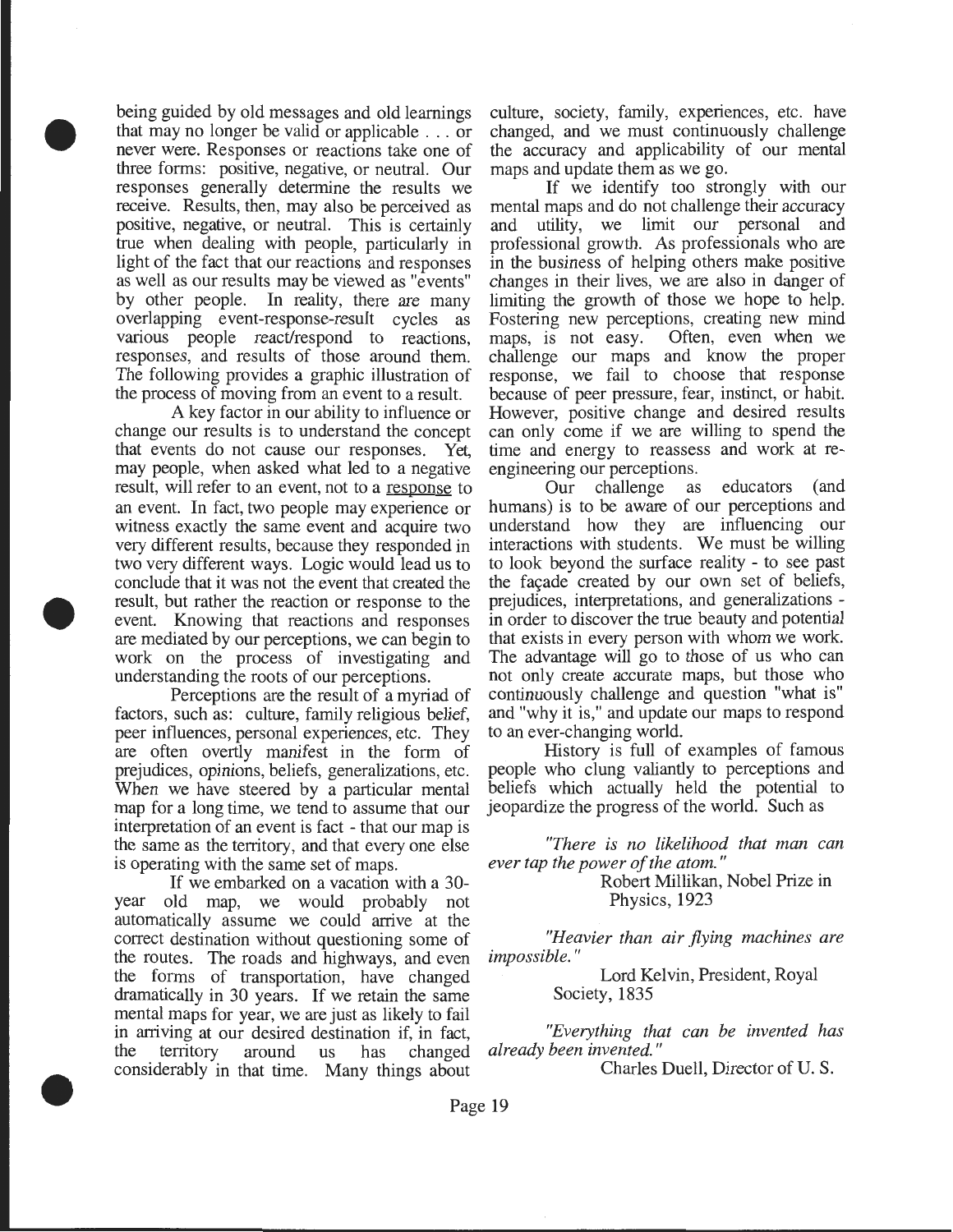being guided by old messages and old learnings that may no longer be valid or applicable . . . or never were. Responses or reactions take one of three forms: positive, negative, or neutral. Our responses generally determine the results we receive. Results, then, may also be perceived as positive, negative, or neutral. This is certainly true when dealing with people, particularly in light of the fact that our reactions and responses as well as our results may be viewed as "events" by other people. In reality, there are many overlapping event-response-result cycles as various people react/respond to reactions, responses, and results of those around them. The following provides a graphic illustration of the process of moving from an event to a result.

A key factor in our ability to influence or change our results is to understand the concept that events do not cause our responses. Yet, may people, when asked what led to a negative result, will refer to an event, not to a response to an event. In fact, two people may experience or witness exactly the same event and acquire two very different results, because they responded in two very different ways. Logic would lead us to conclude that it was not the event that created the result, but rather the reaction or response to the event. Knowing that reactions and responses are mediated by our perceptions, we can begin to work on the process of investigating and understanding the roots of our perceptions.

Perceptions are the result of a myriad of factors, such as: culture, family religious belief, peer influences, personal experiences, etc. They are often overtly manifest in the form of prejudices, opinions, beliefs, generalizations, etc. When we have steered by a particular mental map for a long time, we tend to assume that our interpretation of an event is fact - that our map is the same as the territory, and that every one else is operating with the same set of maps.

If we embarked on a vacation with a 30-year old map, we would probably not automatically assume we could arrive at the correct destination without questioning some of the routes. The roads and highways, and even the forms of transportation, have changed dramatically in 30 years. If we retain the same mental maps for year, we are just as likely to fail in arriving at our desired destination if, in fact, the territory around us has changed considerably in that time. Many things about culture, society, family, experiences, etc. have changed, and we must continuously challenge the accuracy and applicability of our mental maps and update them as we go.

If we identify too strongly with our mental maps and do not challenge their accuracy and utility, we limit our personal and professional growth. As professionals who are in the business of helping others make positive changes in their lives, we are also in danger of limiting the growth of those we hope to help. Fostering new perceptions, creating new mind maps, is not easy. Often, even when we challenge our maps and know the proper response, we fail to choose that response because of peer pressure, fear, instinct, or habit. However, positive change and desired results can only come if we are willing to spend the time and energy to reassess and work at re-engineering our perceptions.

Our challenge as educators (and humans) is to be aware of our perceptions and understand how they are influencing our interactions with students. We must be willing to look beyond the surface reality - to see past the façade created by our own set of beliefs, prejudices, interpretations, and generalizations - in order to discover the true beauty and potential that exists in every person with whom we work. The advantage will go to those of us who can not only create accurate maps, but those who continuously challenge and question "what is" and "why it is," and update our maps to respond to an ever-changing world.

History is full of examples of famous people who clung valiantly to perceptions and beliefs which actually held the potential to jeopardize the progress of the world. Such as

*"There is no likelihood that man can ever tap the power of the atom."*

Robert Millikan, Nobel Prize in Physics, 1923

*"Heavier than air flying machines are impossible."*

Lord Kelvin, President, Royal Society, 1835

*"Everything that can be invented has already been invented."*

Charles Duell, Director of U. S.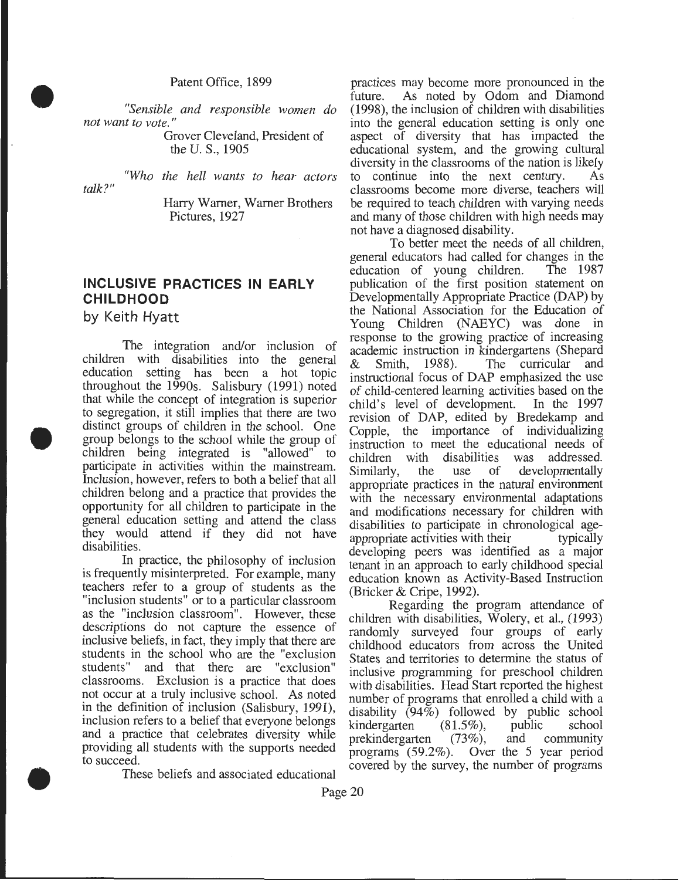Patent Office, 1899

*"Sensible and responsible women do not want to vote."*

Grover Cleveland, President of the U. S., 1905

*"Who the hell wants to hear actors talk?"*

Harry Warner, Warner Brothers Pictures, 1927

## INCLUSIVE PRACTICES IN EARLY CHILDHOOD

by Keith Hyatt

The integration and/or inclusion of children with disabilities into the general education setting has been a hot topic throughout the 1990s. Salisbury (1991) noted that while the concept of integration is superior to segregation, it still implies that there are two distinct groups of children in the school. One group belongs to the school while the group of children being integrated is "allowed" to participate in activities within the mainstream. Inclusion, however, refers to both a belief that all children belong and a practice that provides the opportunity for all children to participate in the general education setting and attend the class they would attend if they did not have disabilities.

In practice, the philosophy of inclusion is frequently misinterpreted. For example, many teachers refer to a group of students as the "inclusion students" or to a particular classroom as the "inclusion classroom". However, these descriptions do not capture the essence of inclusive beliefs, in fact, they imply that there are students in the school who are the "exclusion students" and that there are "exclusion" classrooms. Exclusion is a practice that does not occur at a truly inclusive school. As noted in the definition of inclusion (Salisbury, 1991), inclusion refers to a belief that everyone belongs and a practice that celebrates diversity while providing all students with the supports needed to succeed.

These beliefs and associated educational practices may become more pronounced in the future. As noted by Odom and Diamond (1998), the inclusion of children with disabilities into the general education setting is only one aspect of diversity that has impacted the educational system, and the growing cultural diversity in the classrooms of the nation is likely to continue into the next century. As classrooms become more diverse, teachers will be required to teach children with varying needs and many of those children with high needs may not have a diagnosed disability.

To better meet the needs of all children, general educators had called for changes in the education of young children. The 1987 publication of the first position statement on Developmentally Appropriate Practice (DAP) by the National Association for the Education of Young Children (NAEYC) was done in response to the growing practice of increasing academic instruction in kindergartens (Shepard & Smith, 1988). The curricular and instructional focus of DAP emphasized the use of child-centered learning activities based on the child's level of development. In the 1997 revision of DAP, edited by Bredekamp and Copple, the importance of individualizing instruction to meet the educational needs of children with disabilities was addressed. Similarly, the use of developmentally appropriate practices in the natural environment with the necessary environmental adaptations and modifications necessary for children with disabilities to participate in chronological age-appropriate activities with their typically developing peers was identified as a major tenant in an approach to early childhood special education known as Activity-Based Instruction (Bricker & Cripe, 1992).

Regarding the program attendance of children with disabilities, Wolery, et al., (1993) randomly surveyed four groups of early childhood educators from across the United States and territories to determine the status of inclusive programming for preschool children with disabilities. Head Start reported the highest number of programs that enrolled a child with a disability (94%) followed by public school kindergarten (81.5%), public school prekindergarten (73%), and community programs (59.2%). Over the 5 year period covered by the survey, the number of programs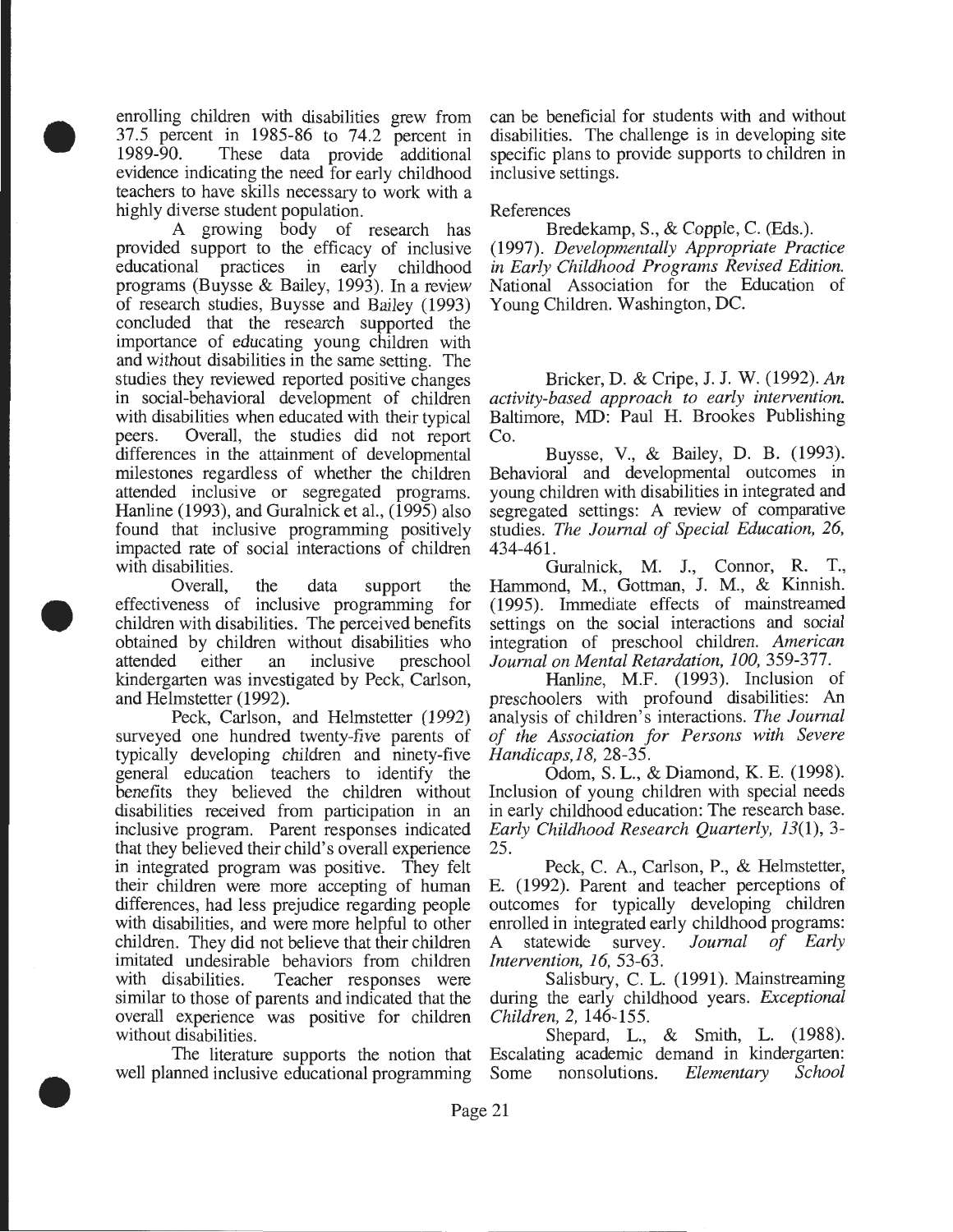enrolling children with disabilities grew from 37.5 percent in 1985-86 to 74.2 percent in 1989-90. These data provide additional evidence indicating the need for early childhood teachers to have skills necessary to work with a highly diverse student population.

A growing body of research has provided support to the efficacy of inclusive educational practices in early childhood programs (Buysse & Bailey, 1993). In a review of research studies, Buysse and Bailey (1993) concluded that the research supported the importance of educating young children with and without disabilities in the same setting. The studies they reviewed reported positive changes in social-behavioral development of children with disabilities when educated with their typical peers. Overall, the studies did not report differences in the attainment of developmental milestones regardless of whether the children attended inclusive or segregated programs. Hanline (1993), and Guralnick et al., (1995) also found that inclusive programming positively impacted rate of social interactions of children with disabilities.

Overall, the data support the effectiveness of inclusive programming for children with disabilities. The perceived benefits obtained by children without disabilities who attended either an inclusive preschool kindergarten was investigated by Peck, Carlson, and Helmstetter (1992).

Peck, Carlson, and Helmstetter (1992) surveyed one hundred twenty-five parents of typically developing children and ninety-five general education teachers to identify the benefits they believed the children without disabilities received from participation in an inclusive program. Parent responses indicated that they believed their child's overall experience in integrated program was positive. They felt their children were more accepting of human differences, had less prejudice regarding people with disabilities, and were more helpful to other children. They did not believe that their children imitated undesirable behaviors from children with disabilities. Teacher responses were similar to those of parents and indicated that the overall experience was positive for children without disabilities.

The literature supports the notion that well planned inclusive educational programming can be beneficial for students with and without disabilities. The challenge is in developing site specific plans to provide supports to children in inclusive settings.

References

Bredekamp, S., & Copple, C. (Eds.). (1997). *Developmentally Appropriate Practice in Early Childhood Programs Revised Edition.* National Association for the Education of Young Children. Washington, DC.

Bricker, D. & Cripe, J. J. W. (1992). *An activity-based approach to early intervention.* Baltimore, MD: Paul H. Brookes Publishing Co.

Buysse, V., & Bailey, D. B. (1993). Behavioral and developmental outcomes in young children with disabilities in integrated and segregated settings: A review of comparative studies. *The Journal of Special Education, 26,* 434-461.

Guralnick, M. J., Connor, R. T., Hammond, M., Gottman, J. M., & Kinnish. (1995). Immediate effects of mainstreamed settings on the social interactions and social integration of preschool children. *American Journal on Mental Retardation, 100,* 359-377.

Hanline, M.F. (1993). Inclusion of preschoolers with profound disabilities: An analysis of children's interactions. *The Journal of the Association for Persons with Severe Handicaps,18,* 28-35.

Odom, S. L., & Diamond, K. E. (1998). Inclusion of young children with special needs in early childhood education: The research base. *Early Childhood Research Quarterly, 13*(1), 3-25.

Peck, C. A., Carlson, P., & Helmstetter, E. (1992). Parent and teacher perceptions of outcomes for typically developing children enrolled in integrated early childhood programs: A statewide survey. *Journal of Early Intervention, 16,* 53-63.

Salisbury, C. L. (1991). Mainstreaming during the early childhood years. *Exceptional Children, 2,* 146-155.

Shepard, L., & Smith, L. (1988). Escalating academic demand in kindergarten: Some nonsolutions. *Elementary School*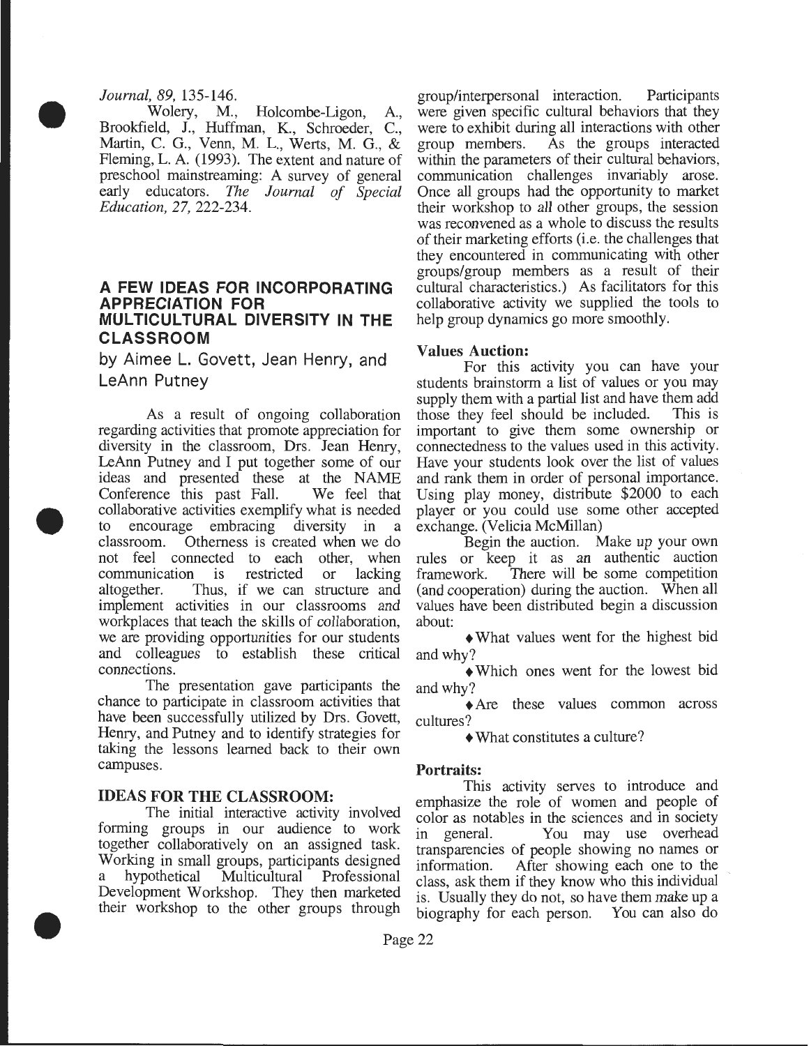*Journal, 89,* 135-146.

Wolery, M., Holcombe-Ligon, A., Brookfield, J., Huffman, K., Schroeder, C., Martin, C. G., Venn, M. L., Werts, M. G., & Fleming, L. A. (1993). The extent and nature of preschool mainstreaming: A survey of general early educators. *The Journal of Special Education, 27,* 222-234.

## A FEW IDEAS FOR INCORPORATING APPRECIATION FOR MULTICULTURAL DIVERSITY IN THE CLASSROOM

by Aimee L. Govett, Jean Henry, and LeAnn Putney

As a result of ongoing collaboration regarding activities that promote appreciation for diversity in the classroom, Drs. Jean Henry, LeAnn Putney and I put together some of our ideas and presented these at the NAME Conference this past Fall. We feel that collaborative activities exemplify what is needed to encourage embracing diversity in a classroom. Otherness is created when we do not feel connected to each other, when communication is restricted or lacking altogether. Thus, if we can structure and implement activities in our classrooms and workplaces that teach the skills of collaboration, we are providing opportunities for our students and colleagues to establish these critical connections.

The presentation gave participants the chance to participate in classroom activities that have been successfully utilized by Drs. Govett, Henry, and Putney and to identify strategies for taking the lessons learned back to their own campuses.

### IDEAS FOR THE CLASSROOM:

The initial interactive activity involved forming groups in our audience to work together collaboratively on an assigned task. Working in small groups, participants designed a hypothetical Multicultural Professional Development Workshop. They then marketed their workshop to the other groups through group/interpersonal interaction. Participants were given specific cultural behaviors that they were to exhibit during all interactions with other group members. As the groups interacted within the parameters of their cultural behaviors, communication challenges invariably arose. Once all groups had the opportunity to market their workshop to *all* other groups, the session was reconvened as a whole to discuss the results of their marketing efforts (i.e. the challenges that they encountered in communicating with other groups/group members as a result of their cultural characteristics.) As facilitators for this collaborative activity we supplied the tools to help group dynamics go more smoothly.

**Values Auction:**

For this activity you can have your students brainstorm a list of values or you may supply them with a partial list and have them add those they feel should be included. This is important to give them some ownership or connectedness to the values used in this activity. Have your students look over the list of values and rank them in order of personal importance. Using play money, distribute $2000 to each player or you could use some other accepted exchange. (Velicia McMillan)

Begin the auction. Make up your own rules or keep it as an authentic auction framework. There will be some competition (and cooperation) during the auction. When all values have been distributed begin a discussion about:

- What values went for the highest bid and why?
- Which ones went for the lowest bid and why?
- Are these values common across cultures?
- What constitutes a culture?

**Portraits:**

This activity serves to introduce and emphasize the role of women and people of color as notables in the sciences and in society in general. You may use overhead transparencies of people showing no names or information. After showing each one to the class, ask them if they know who this individual is. Usually they do not, so have them make up a biography for each person. You can also do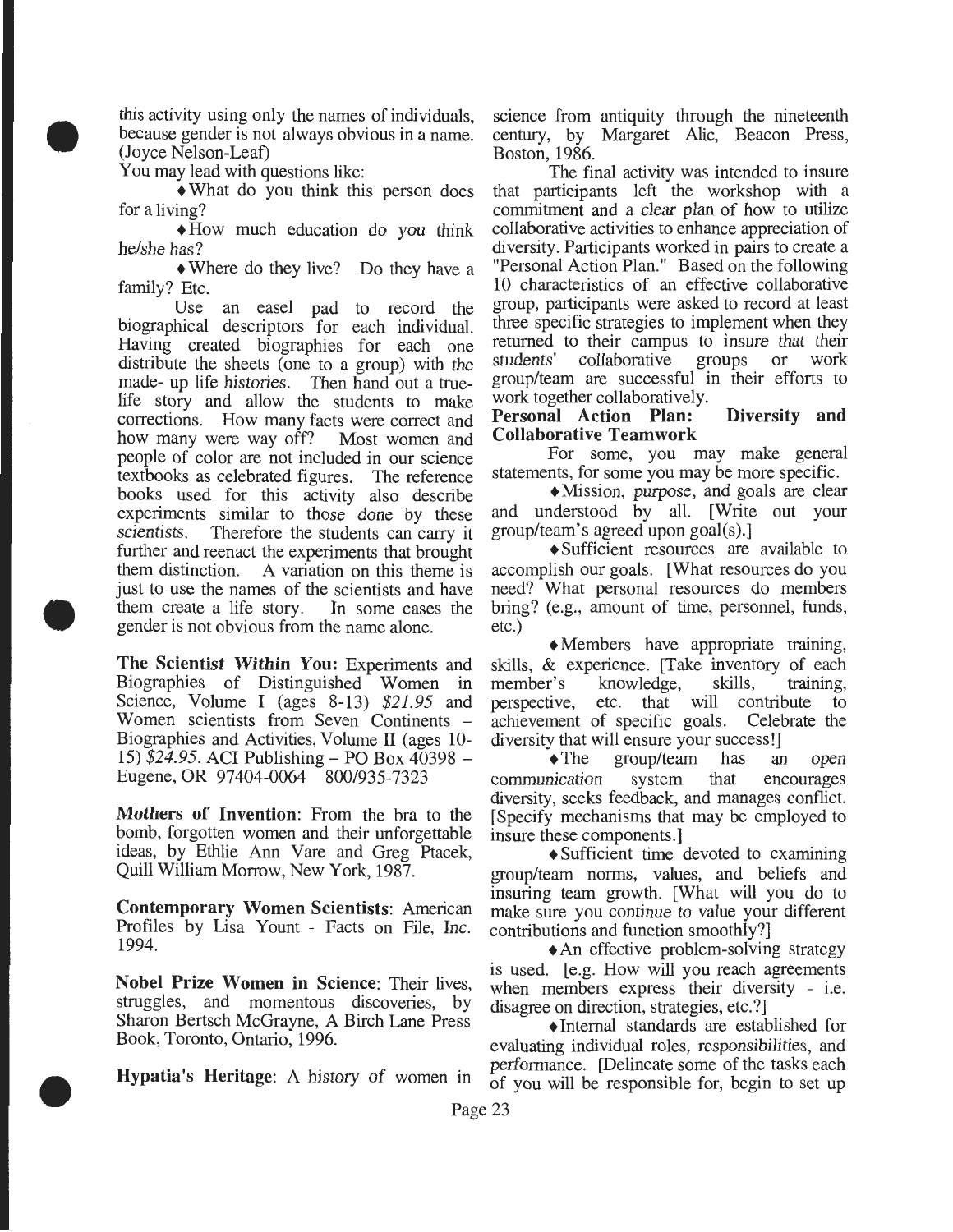this activity using only the names of individuals, because gender is not always obvious in a name. (Joyce Nelson-Leaf)

You may lead with questions like:

♦What do you think this person does for a living?

♦How much education do you think he/she has?

♦Where do they live? Do they have a family? Etc.

Use an easel pad to record the biographical descriptors for each individual. Having created biographies for each one distribute the sheets (one to a group) with the made- up life histories. Then hand out a true-life story and allow the students to make corrections. How many facts were correct and how many were way off? Most women and people of color are not included in our science textbooks as celebrated figures. The reference books used for this activity also describe experiments similar to those done by these scientists. Therefore the students can carry it further and reenact the experiments that brought them distinction. A variation on this theme is just to use the names of the scientists and have them create a life story. In some cases the gender is not obvious from the name alone.

**The Scientist *Within* You:** Experiments and Biographies of Distinguished Women in Science, Volume I (ages 8-13) *$21.95* and Women scientists from Seven Continents – Biographies and Activities, Volume II (ages 10-15) *$24.95*. ACI Publishing – PO Box 40398 – Eugene, OR 97404-0064 800/935-7323

***Mothers* of Invention**: From the bra to the bomb, forgotten women and their unforgettable ideas, by Ethlie Ann Vare and Greg Ptacek, Quill William Morrow, New York, 1987.

**Contemporary Women Scientists**: American Profiles by Lisa Yount - Facts on File, Inc. 1994.

**Nobel Prize Women in Science**: Their lives, struggles, and momentous discoveries, by Sharon Bertsch McGrayne, A Birch Lane Press Book, Toronto, Ontario, 1996.

**Hypatia's Heritage**: A history of women in science from antiquity through the nineteenth century, by Margaret Alic, Beacon Press, Boston, 1986.

The final activity was intended to insure that participants left the workshop with a commitment and a clear plan of how to utilize collaborative activities to enhance appreciation of diversity. Participants worked in pairs to create a "Personal Action Plan." Based on the following 10 characteristics of an effective collaborative group, participants were asked to record at least three specific strategies to implement when they returned to their campus to insure that their students' collaborative groups or work group/team are successful in their efforts to work together collaboratively.

**Personal Action Plan: Diversity and Collaborative Teamwork**

For some, you may make general statements, for some you may be more specific.

♦Mission, purpose, and goals are clear and understood by all. [Write out your group/team's agreed upon goal(s).]

♦Sufficient resources are available to accomplish our goals. [What resources do you need? What personal resources do members bring? (e.g., amount of time, personnel, funds, etc.)

♦Members have appropriate training, skills, & experience. [Take inventory of each member's knowledge, skills, training, perspective, etc. that will contribute to achievement of specific goals. Celebrate the diversity that will ensure your success!]

♦The group/team has an open communication system that encourages diversity, seeks feedback, and manages conflict. [Specify mechanisms that may be employed to insure these components.]

♦Sufficient time devoted to examining group/team norms, values, and beliefs and insuring team growth. [What will you do to make sure you continue to value your different contributions and function smoothly?]

♦An effective problem-solving strategy is used. [e.g. How will you reach agreements when members express their diversity - i.e. disagree on direction, strategies, etc.?]

♦Internal standards are established for evaluating individual roles, responsibilities, and performance. [Delineate some of the tasks each of you will be responsible for, begin to set up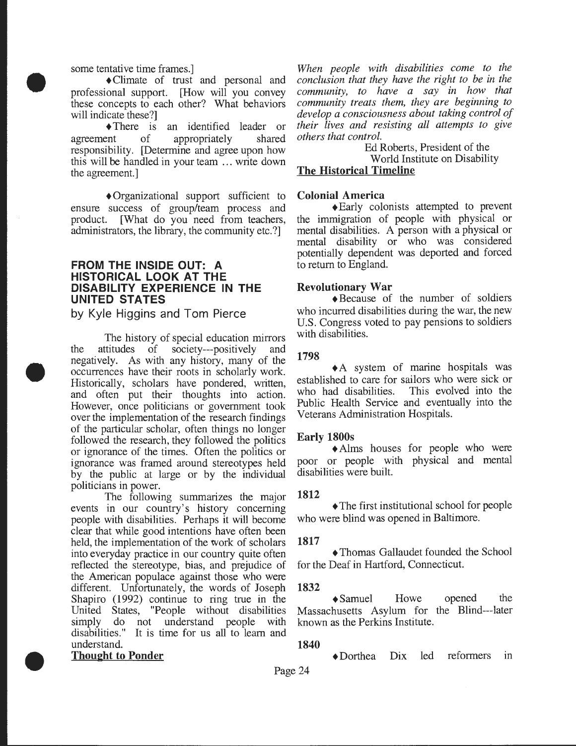some tentative time frames.]

♦Climate of trust and personal and professional support. [How will you convey these concepts to each other? What behaviors will indicate these?]

♦There is an identified leader or agreement of appropriately shared responsibility. [Determine and agree upon how this will be handled in your team ... write down the agreement.]

♦Organizational support sufficient to ensure success of group/team process and product. [What do you need from teachers, administrators, the library, the community etc.?]

## FROM THE INSIDE OUT: A HISTORICAL LOOK AT THE DISABILITY EXPERIENCE IN THE UNITED STATES

by Kyle Higgins and Tom Pierce

The history of special education mirrors the attitudes of society---positively and negatively. As with any history, many of the occurrences have their roots in scholarly work. Historically, scholars have pondered, written, and often put their thoughts into action. However, once politicians or government took over the implementation of the research findings of the particular scholar, often things no longer followed the research, they followed the politics or ignorance of the times. Often the politics or ignorance was framed around stereotypes held by the public at large or by the individual politicians in power.

The following summarizes the major events in our country's history concerning people with disabilities. Perhaps it will become clear that while good intentions have often been held, the implementation of the work of scholars into everyday practice in our country quite often reflected the stereotype, bias, and prejudice of the American populace against those who were different. Unfortunately, the words of Joseph Shapiro (1992) continue to ring true in the United States, "People without disabilities simply do not understand people with disabilities." It is time for us all to learn and understand.

**Thought to Ponder**

*When people with disabilities come to the conclusion that they have the right to be in the community, to have a say in how that community treats them, they are beginning to develop a consciousness about taking control of their lives and resisting all attempts to give others that control.*

Ed Roberts, President of the World Institute on Disability

**The Historical Timeline**

**Colonial America**

♦Early colonists attempted to prevent the immigration of people with physical or mental disabilities. A person with a physical or mental disability or who was considered potentially dependent was deported and forced to return to England.

**Revolutionary War**

♦Because of the number of soldiers who incurred disabilities during the war, the new U.S. Congress voted to pay pensions to soldiers with disabilities.

**1798**

♦A system of marine hospitals was established to care for sailors who were sick or who had disabilities. This evolved into the Public Health Service and eventually into the Veterans Administration Hospitals.

**Early 1800s**

♦Alms houses for people who were poor or people with physical and mental disabilities were built.

**1812**

♦The first institutional school for people who were blind was opened in Baltimore.

**1817**

♦Thomas Gallaudet founded the School for the Deaf in Hartford, Connecticut.

**1832**

♦Samuel Howe opened the Massachusetts Asylum for the Blind---later known as the Perkins Institute.

**1840**

♦Dorthea Dix led reformers in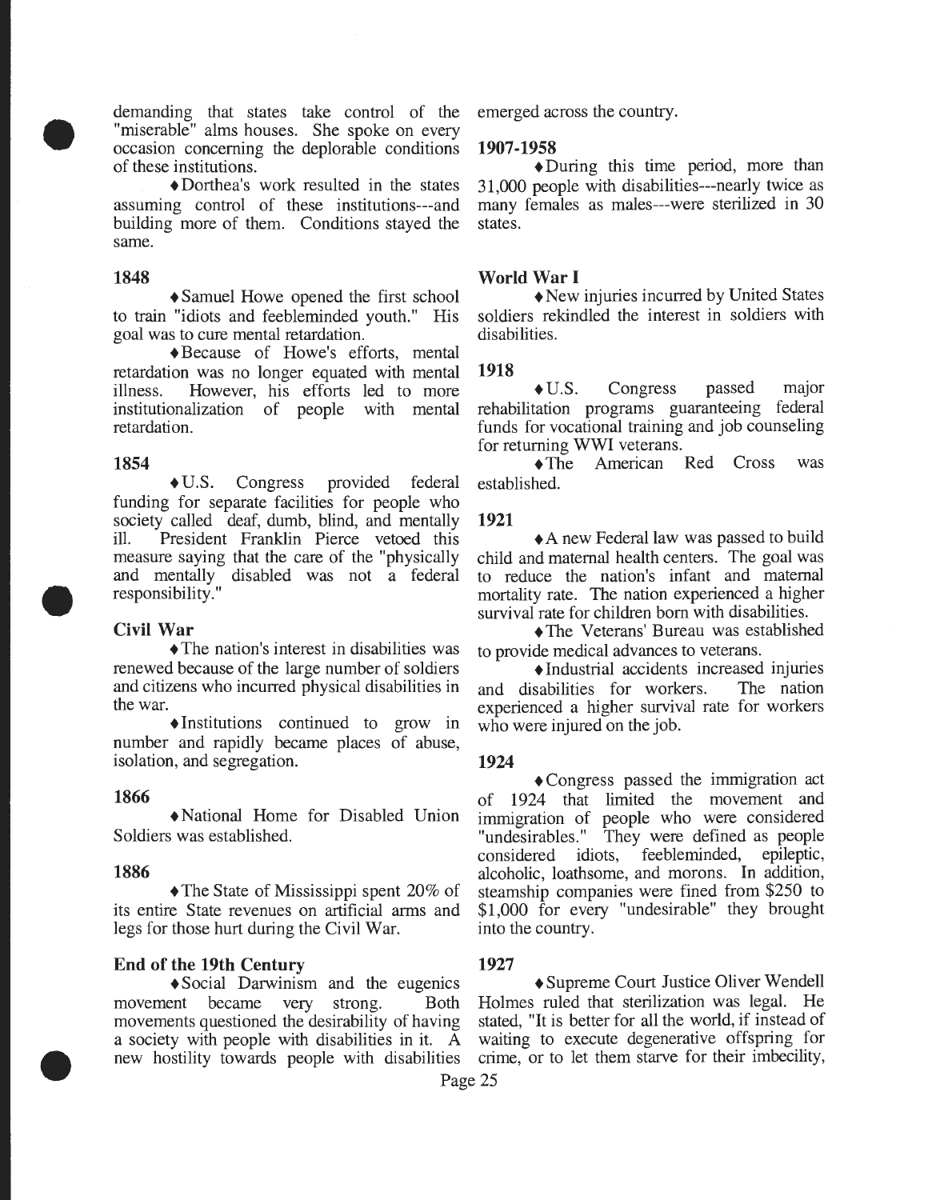demanding that states take control of the "miserable" alms houses. She spoke on every occasion concerning the deplorable conditions of these institutions.

♦Dorthea's work resulted in the states assuming control of these institutions---and building more of them. Conditions stayed the same.

### 1848

♦Samuel Howe opened the first school to train "idiots and feebleminded youth." His goal was to cure mental retardation.

♦Because of Howe's efforts, mental retardation was no longer equated with mental illness. However, his efforts led to more institutionalization of people with mental retardation.

### 1854

♦U.S. Congress provided federal funding for separate facilities for people who society called deaf, dumb, blind, and mentally ill. President Franklin Pierce vetoed this measure saying that the care of the "physically and mentally disabled was not a federal responsibility."

### Civil War

♦The nation's interest in disabilities was renewed because of the large number of soldiers and citizens who incurred physical disabilities in the war.

♦Institutions continued to grow in number and rapidly became places of abuse, isolation, and segregation.

### 1866

♦National Home for Disabled Union Soldiers was established.

### 1886

♦The State of Mississippi spent 20% of its entire State revenues on artificial arms and legs for those hurt during the Civil War.

### End of the 19th Century

♦Social Darwinism and the eugenics movement became very strong. Both movements questioned the desirability of having a society with people with disabilities in it. A new hostility towards people with disabilities emerged across the country.

### 1907-1958

♦During this time period, more than 31,000 people with disabilities---nearly twice as many females as males---were sterilized in 30 states.

### World War I

♦New injuries incurred by United States soldiers rekindled the interest in soldiers with disabilities.

### 1918

♦U.S. Congress passed major rehabilitation programs guaranteeing federal funds for vocational training and job counseling for returning WWI veterans.

♦The American Red Cross was established.

### 1921

♦A new Federal law was passed to build child and maternal health centers. The goal was to reduce the nation's infant and maternal mortality rate. The nation experienced a higher survival rate for children born with disabilities.

♦The Veterans' Bureau was established to provide medical advances to veterans.

♦Industrial accidents increased injuries and disabilities for workers. The nation experienced a higher survival rate for workers who were injured on the job.

### 1924

♦Congress passed the immigration act of 1924 that limited the movement and immigration of people who were considered "undesirables." They were defined as people considered idiots, feebleminded, epileptic, alcoholic, loathsome, and morons. In addition, steamship companies were fined from $250 to $1,000 for every "undesirable" they brought into the country.

### 1927

♦Supreme Court Justice Oliver Wendell Holmes ruled that sterilization was legal. He stated, "It is better for all the world, if instead of waiting to execute degenerative offspring for crime, or to let them starve for their imbecility,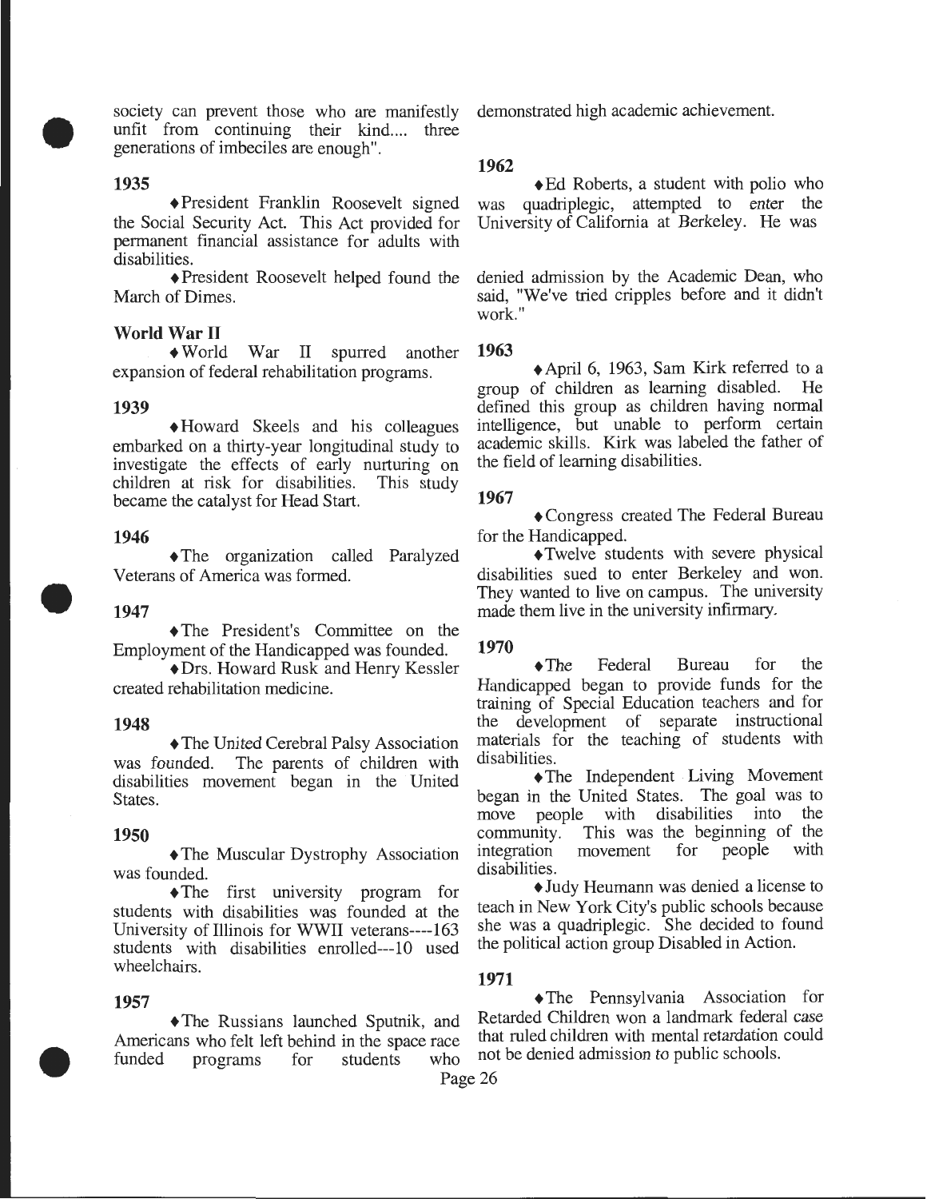society can prevent those who are manifestly unfit from continuing their kind.... three generations of imbeciles are enough".

**1935**

♦President Franklin Roosevelt signed the Social Security Act. This Act provided for permanent financial assistance for adults with disabilities.

♦President Roosevelt helped found the March of Dimes.

**World War II**

♦World War II spurred another expansion of federal rehabilitation programs.

**1939**

♦Howard Skeels and his colleagues embarked on a thirty-year longitudinal study to investigate the effects of early nurturing on children at risk for disabilities. This study became the catalyst for Head Start.

**1946**

♦The organization called Paralyzed Veterans of America was formed.

**1947**

♦The President's Committee on the Employment of the Handicapped was founded.

♦Drs. Howard Rusk and Henry Kessler created rehabilitation medicine.

**1948**

♦The United Cerebral Palsy Association was founded. The parents of children with disabilities movement began in the United States.

**1950**

♦The Muscular Dystrophy Association was founded.

♦The first university program for students with disabilities was founded at the University of Illinois for WWII veterans----163 students with disabilities enrolled---10 used wheelchairs.

**1957**

♦The Russians launched Sputnik, and Americans who felt left behind in the space race funded programs for students who demonstrated high academic achievement.

**1962**

♦Ed Roberts, a student with polio who was quadriplegic, attempted to enter the University of California at Berkeley. He was denied admission by the Academic Dean, who said, "We've tried cripples before and it didn't work."

**1963**

♦April 6, 1963, Sam Kirk referred to a group of children as learning disabled. He defined this group as children having normal intelligence, but unable to perform certain academic skills. Kirk was labeled the father of the field of learning disabilities.

**1967**

♦Congress created The Federal Bureau for the Handicapped.

♦Twelve students with severe physical disabilities sued to enter Berkeley and won. They wanted to live on campus. The university made them live in the university infirmary.

**1970**

♦The Federal Bureau for the Handicapped began to provide funds for the training of Special Education teachers and for the development of separate instructional materials for the teaching of students with disabilities.

♦The Independent Living Movement began in the United States. The goal was to move people with disabilities into the community. This was the beginning of the integration movement for people with disabilities.

♦Judy Heumann was denied a license to teach in New York City's public schools because she was a quadriplegic. She decided to found the political action group Disabled in Action.

**1971**

♦The Pennsylvania Association for Retarded Children won a landmark federal case that ruled children with mental retardation could not be denied admission to public schools.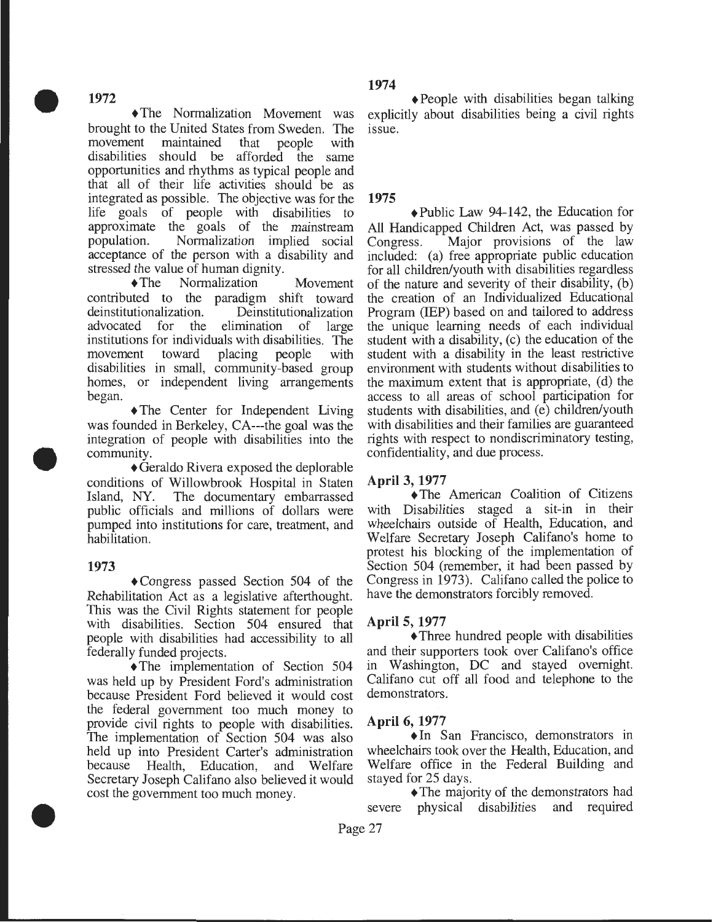### 1972

♦The Normalization Movement was brought to the United States from Sweden. The movement maintained that people with disabilities should be afforded the same opportunities and rhythms as typical people and that all of their life activities should be as integrated as possible. The objective was for the life goals of people with disabilities to approximate the goals of the mainstream population. Normalization implied social acceptance of the person with a disability and stressed the value of human dignity.

♦The Normalization Movement contributed to the paradigm shift toward deinstitutionalization. Deinstitutionalization advocated for the elimination of large institutions for individuals with disabilities. The movement toward placing people with disabilities in small, community-based group homes, or independent living arrangements began.

♦The Center for Independent Living was founded in Berkeley, CA---the goal was the integration of people with disabilities into the community.

♦Geraldo Rivera exposed the deplorable conditions of Willowbrook Hospital in Staten Island, NY. The documentary embarrassed public officials and millions of dollars were pumped into institutions for care, treatment, and habilitation.

### 1973

♦Congress passed Section 504 of the Rehabilitation Act as a legislative afterthought. This was the Civil Rights statement for people with disabilities. Section 504 ensured that people with disabilities had accessibility to all federally funded projects.

♦The implementation of Section 504 was held up by President Ford's administration because President Ford believed it would cost the federal government too much money to provide civil rights to people with disabilities. The implementation of Section 504 was also held up into President Carter's administration because Health, Education, and Welfare Secretary Joseph Califano also believed it would cost the government too much money.

### 1974

♦People with disabilities began talking explicitly about disabilities being a civil rights issue.

### 1975

♦Public Law 94-142, the Education for All Handicapped Children Act, was passed by Congress. Major provisions of the law included: (a) free appropriate public education for all children/youth with disabilities regardless of the nature and severity of their disability, (b) the creation of an Individualized Educational Program (IEP) based on and tailored to address the unique learning needs of each individual student with a disability, (c) the education of the student with a disability in the least restrictive environment with students without disabilities to the maximum extent that is appropriate, (d) the access to all areas of school participation for students with disabilities, and (e) children/youth with disabilities and their families are guaranteed rights with respect to nondiscriminatory testing, confidentiality, and due process.

### April 3, 1977

♦The American Coalition of Citizens with Disabilities staged a sit-in in their wheelchairs outside of Health, Education, and Welfare Secretary Joseph Califano's home to protest his blocking of the implementation of Section 504 (remember, it had been passed by Congress in 1973). Califano called the police to have the demonstrators forcibly removed.

### April 5, 1977

♦Three hundred people with disabilities and their supporters took over Califano's office in Washington, DC and stayed overnight. Califano cut off all food and telephone to the demonstrators.

### April 6, 1977

♦In San Francisco, demonstrators in wheelchairs took over the Health, Education, and Welfare office in the Federal Building and stayed for 25 days.

♦The majority of the demonstrators had severe physical disabilities and required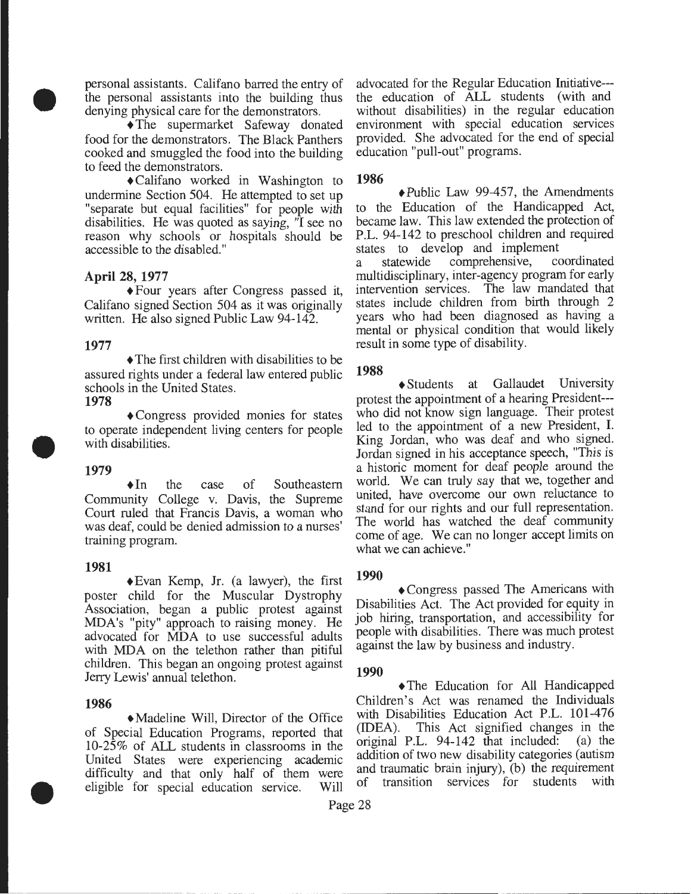personal assistants. Califano barred the entry of the personal assistants into the building thus denying physical care for the demonstrators.

♦The supermarket Safeway donated food for the demonstrators. The Black Panthers cooked and smuggled the food into the building to feed the demonstrators.

♦Califano worked in Washington to undermine Section 504. He attempted to set up "separate but equal facilities" for people with disabilities. He was quoted as saying, "I see no reason why schools or hospitals should be accessible to the disabled."

### April 28, 1977

♦Four years after Congress passed it, Califano signed Section 504 as it was originally written. He also signed Public Law 94-142.

### 1977

♦The first children with disabilities to be assured rights under a federal law entered public schools in the United States.

### 1978

♦Congress provided monies for states to operate independent living centers for people with disabilities.

### 1979

♦In the case of Southeastern Community College v. Davis, the Supreme Court ruled that Francis Davis, a woman who was deaf, could be denied admission to a nurses' training program.

### 1981

♦Evan Kemp, Jr. (a lawyer), the first poster child for the Muscular Dystrophy Association, began a public protest against MDA's "pity" approach to raising money. He advocated for MDA to use successful adults with MDA on the telethon rather than pitiful children. This began an ongoing protest against Jerry Lewis' annual telethon.

### 1986

♦Madeline Will, Director of the Office of Special Education Programs, reported that 10-25% of ALL students in classrooms in the United States were experiencing academic difficulty and that only half of them were eligible for special education service. Will advocated for the Regular Education Initiative---the education of ALL students (with and without disabilities) in the regular education environment with special education services provided. She advocated for the end of special education "pull-out" programs.

### 1986

♦Public Law 99-457, the Amendments to the Education of the Handicapped Act, became law. This law extended the protection of P.L. 94-142 to preschool children and required states to develop and implement a statewide comprehensive, coordinated multidisciplinary, inter-agency program for early intervention services. The law mandated that states include children from birth through 2 years who had been diagnosed as having a mental or physical condition that would likely result in some type of disability.

### 1988

♦Students at Gallaudet University protest the appointment of a hearing President---who did not know sign language. Their protest led to the appointment of a new President, I. King Jordan, who was deaf and who signed. Jordan signed in his acceptance speech, "This is a historic moment for deaf people around the world. We can truly say that we, together and united, have overcome our own reluctance to stand for our rights and our full representation. The world has watched the deaf community come of age. We can no longer accept limits on what we can achieve."

### 1990

♦Congress passed The Americans with Disabilities Act. The Act provided for equity in job hiring, transportation, and accessibility for people with disabilities. There was much protest against the law by business and industry.

### 1990

♦The Education for All Handicapped Children's Act was renamed the Individuals with Disabilities Education Act P.L. 101-476 (IDEA). This Act signified changes in the original P.L. 94-142 that included: (a) the addition of two new disability categories (autism and traumatic brain injury), (b) the requirement of transition services for students with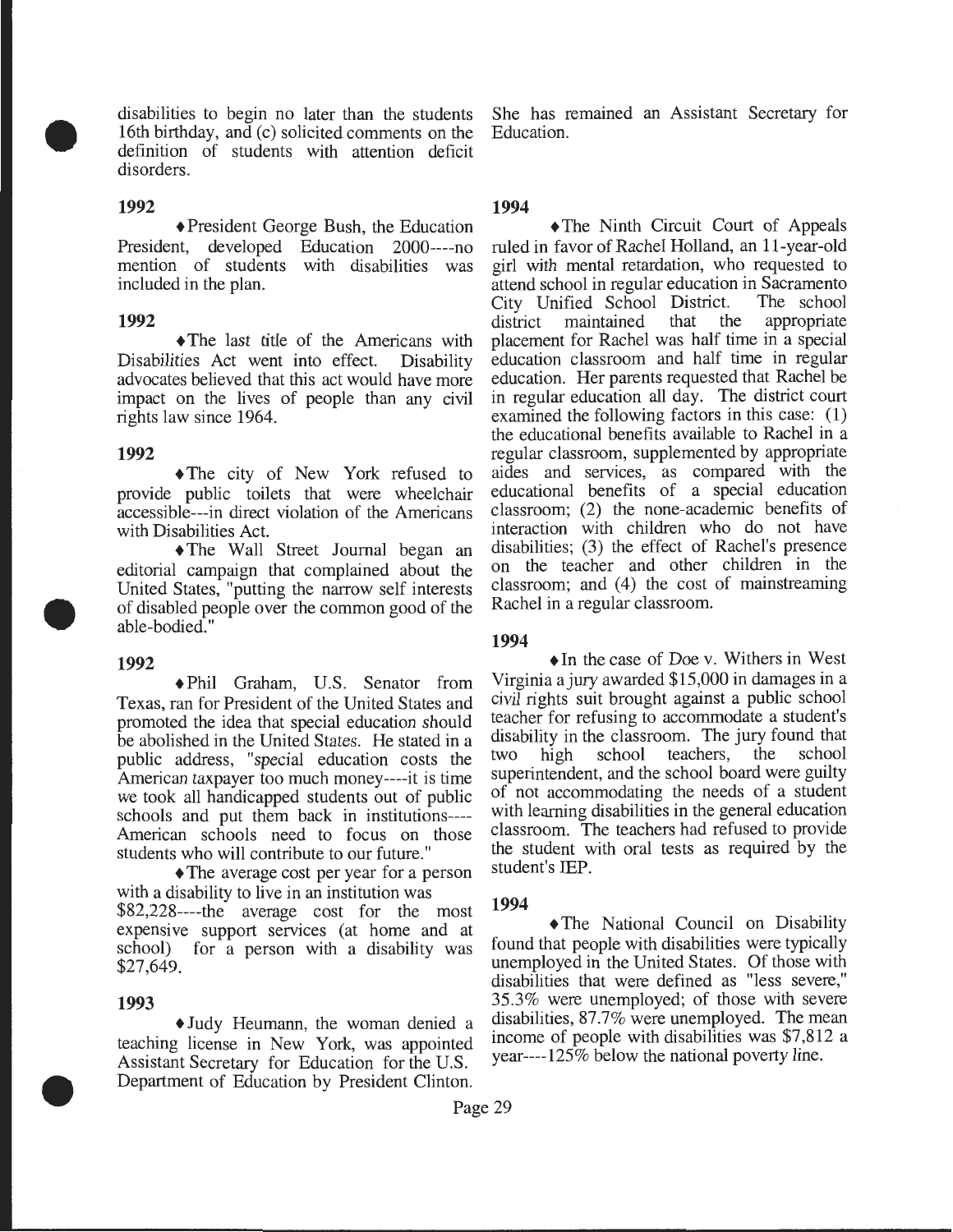disabilities to begin no later than the students 16th birthday, and (c) solicited comments on the definition of students with attention deficit disorders.

**1992**

♦President George Bush, the Education President, developed Education 2000----no mention of students with disabilities was included in the plan.

**1992**

♦The last title of the Americans with Disabilities Act went into effect. Disability advocates believed that this act would have more impact on the lives of people than any civil rights law since 1964.

**1992**

♦The city of New York refused to provide public toilets that were wheelchair accessible---in direct violation of the Americans with Disabilities Act.

♦The Wall Street Journal began an editorial campaign that complained about the United States, "putting the narrow self interests of disabled people over the common good of the able-bodied."

**1992**

♦Phil Graham, U.S. Senator from Texas, ran for President of the United States and promoted the idea that special education should be abolished in the United States. He stated in a public address, "special education costs the American taxpayer too much money----it is time we took all handicapped students out of public schools and put them back in institutions---- American schools need to focus on those students who will contribute to our future."

♦The average cost per year for a person with a disability to live in an institution was $82,228----the average cost for the most expensive support services (at home and at school) for a person with a disability was $27,649.

**1993**

♦Judy Heumann, the woman denied a teaching license in New York, was appointed Assistant Secretary for Education for the U.S. Department of Education by President Clinton. She has remained an Assistant Secretary for Education.

**1994**

♦The Ninth Circuit Court of Appeals ruled in favor of Rachel Holland, an 11-year-old girl with mental retardation, who requested to attend school in regular education in Sacramento City Unified School District. The school district maintained that the appropriate placement for Rachel was half time in a special education classroom and half time in regular education. Her parents requested that Rachel be in regular education all day. The district court examined the following factors in this case: (1) the educational benefits available to Rachel in a regular classroom, supplemented by appropriate aides and services, as compared with the educational benefits of a special education classroom; (2) the none-academic benefits of interaction with children who do not have disabilities; (3) the effect of Rachel's presence on the teacher and other children in the classroom; and (4) the cost of mainstreaming Rachel in a regular classroom.

**1994**

♦In the case of Doe v. Withers in West Virginia a jury awarded $15,000 in damages in a civil rights suit brought against a public school teacher for refusing to accommodate a student's disability in the classroom. The jury found that two high school teachers, the school superintendent, and the school board were guilty of not accommodating the needs of a student with learning disabilities in the general education classroom. The teachers had refused to provide the student with oral tests as required by the student's IEP.

**1994**

♦The National Council on Disability found that people with disabilities were typically unemployed in the United States. Of those with disabilities that were defined as "less severe," 35.3% were unemployed; of those with severe disabilities, 87.7% were unemployed. The mean income of people with disabilities was $7,812 a year----125% below the national poverty line.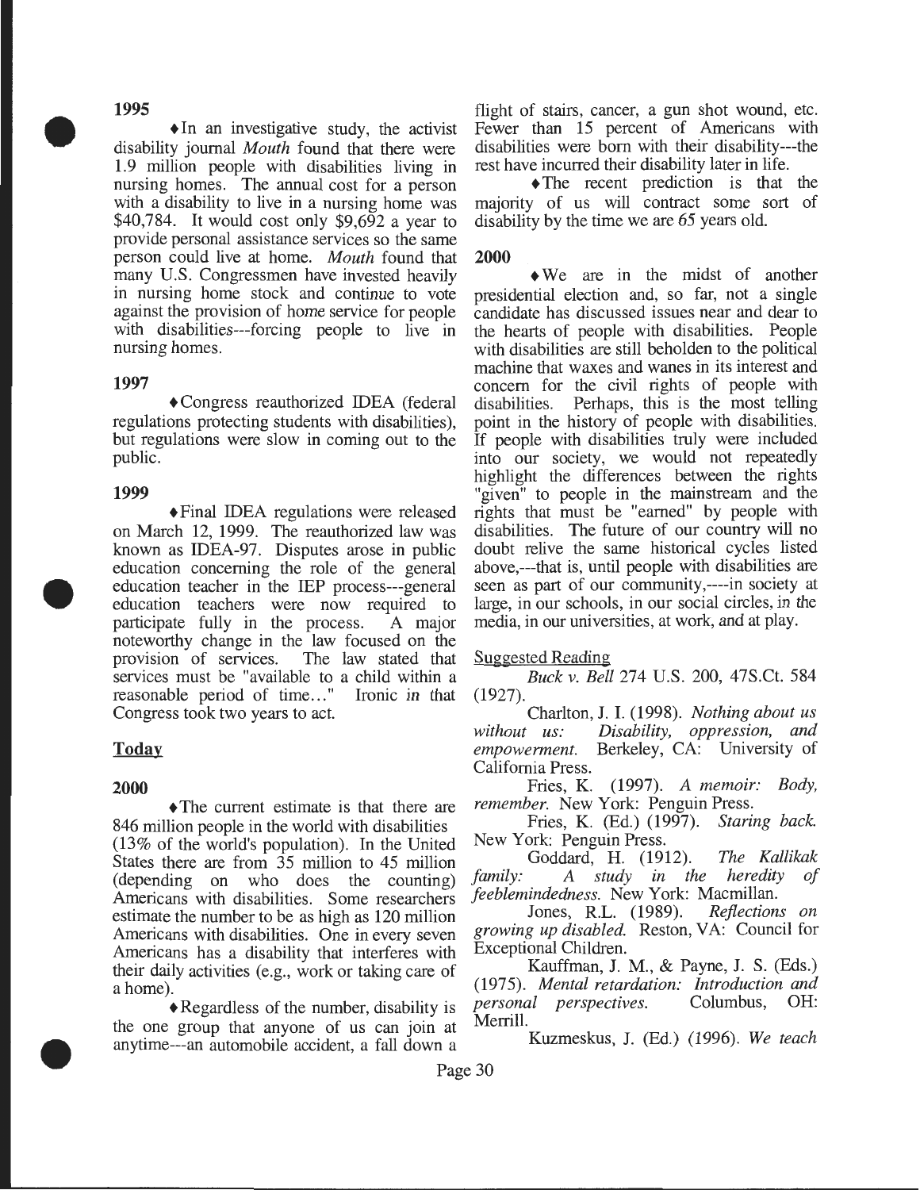### 1995

♦In an investigative study, the activist disability journal *Mouth* found that there were 1.9 million people with disabilities living in nursing homes. The annual cost for a person with a disability to live in a nursing home was $40,784. It would cost only $9,692 a year to provide personal assistance services so the same person could live at home. *Mouth* found that many U.S. Congressmen have invested heavily in nursing home stock and continue to vote against the provision of home service for people with disabilities---forcing people to live in nursing homes.

### 1997

♦Congress reauthorized IDEA (federal regulations protecting students with disabilities), but regulations were slow in coming out to the public.

### 1999

♦Final IDEA regulations were released on March 12, 1999. The reauthorized law was known as IDEA-97. Disputes arose in public education concerning the role of the general education teacher in the IEP process---general education teachers were now required to participate fully in the process. A major noteworthy change in the law focused on the provision of services. The law stated that services must be "available to a child within a reasonable period of time..." Ironic in that Congress took two years to act.

## Today

### 2000

♦The current estimate is that there are 846 million people in the world with disabilities (13% of the world's population). In the United States there are from 35 million to 45 million (depending on who does the counting) Americans with disabilities. Some researchers estimate the number to be as high as 120 million Americans with disabilities. One in every seven Americans has a disability that interferes with their daily activities (e.g., work or taking care of a home).

♦Regardless of the number, disability is the one group that anyone of us can join at anytime---an automobile accident, a fall down a flight of stairs, cancer, a gun shot wound, etc. Fewer than 15 percent of Americans with disabilities were born with their disability---the rest have incurred their disability later in life.

♦The recent prediction is that the majority of us will contract some sort of disability by the time we are 65 years old.

### 2000

♦We are in the midst of another presidential election and, so far, not a single candidate has discussed issues near and dear to the hearts of people with disabilities. People with disabilities are still beholden to the political machine that waxes and wanes in its interest and concern for the civil rights of people with disabilities. Perhaps, this is the most telling point in the history of people with disabilities. If people with disabilities truly were included into our society, we would not repeatedly highlight the differences between the rights "given" to people in the mainstream and the rights that must be "earned" by people with disabilities. The future of our country will no doubt relive the same historical cycles listed above,---that is, until people with disabilities are seen as part of our community,----in society at large, in our schools, in our social circles, in the media, in our universities, at work, and at play.

Suggested Reading

*Buck v. Bell* 274 U.S. 200, 47S.Ct. 584 (1927).

Charlton, J. I. (1998). *Nothing about us without us: Disability, oppression, and empowerment.* Berkeley, CA: University of California Press.

Fries, K. (1997). *A memoir: Body, remember.* New York: Penguin Press.

Fries, K. (Ed.) (1997). *Staring back.* New York: Penguin Press.

Goddard, H. (1912). *The Kallikak family: A study in the heredity of feeblemindedness.* New York: Macmillan.

Jones, R.L. (1989). *Reflections on growing up disabled.* Reston, VA: Council for Exceptional Children.

Kauffman, J. M., & Payne, J. S. (Eds.) (1975). *Mental retardation: Introduction and personal perspectives.* Columbus, OH: Merrill.

Kuzmeskus, J. (Ed.) (1996). *We teach*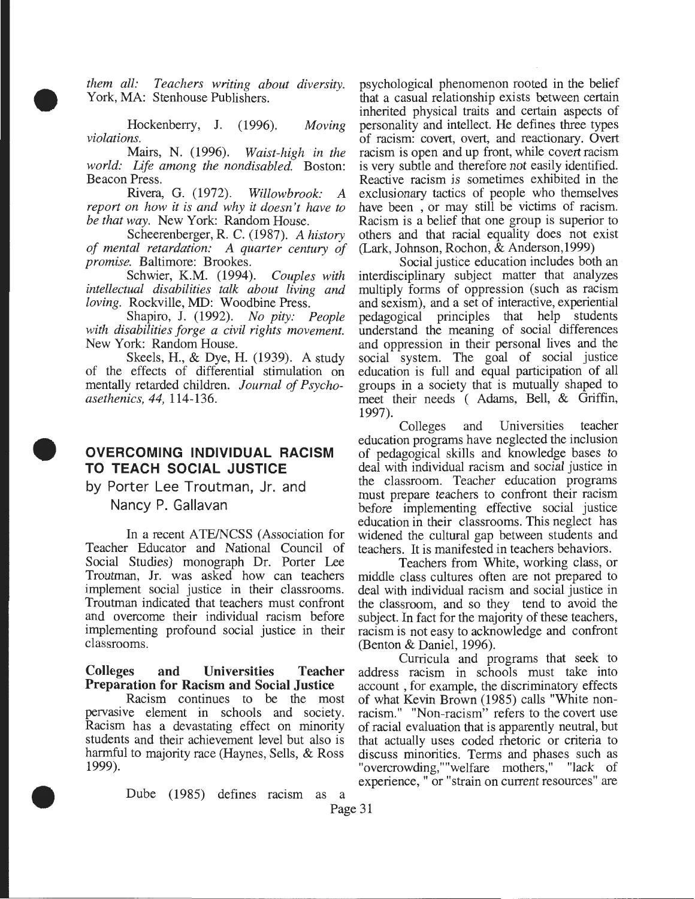*them all: Teachers writing about diversity.* York, MA: Stenhouse Publishers.

Hockenberry, J. (1996). *Moving violations.*

Mairs, N. (1996). *Waist-high in the world: Life among the nondisabled.* Boston: Beacon Press.

Rivera, G. (1972). *Willowbrook: A report on how it is and why it doesn't have to be that way.* New York: Random House.

Scheerenberger, R. C. (1987). *A history of mental retardation: A quarter century of promise.* Baltimore: Brookes.

Schwier, K.M. (1994). *Couples with intellectual disabilities talk about living and loving.* Rockville, MD: Woodbine Press.

Shapiro, J. (1992). *No pity: People with disabilities forge a civil rights movement.* New York: Random House.

Skeels, H., & Dye, H. (1939). A study of the effects of differential stimulation on mentally retarded children. *Journal of Psycho-asethenics, 44,* 114-136.

## OVERCOMING INDIVIDUAL RACISM TO TEACH SOCIAL JUSTICE

by Porter Lee Troutman, Jr. and Nancy P. Gallavan

In a recent ATE/NCSS (Association for Teacher Educator and National Council of Social Studies) monograph Dr. Porter Lee Troutman, Jr. was asked how can teachers implement social justice in their classrooms. Troutman indicated that teachers must confront and overcome their individual racism before implementing profound social justice in their classrooms.

### Colleges and Universities Teacher Preparation for Racism and Social Justice

Racism continues to be the most pervasive element in schools and society. Racism has a devastating effect on minority students and their achievement level but also is harmful to majority race (Haynes, Sells, & Ross 1999).

Dube (1985) defines racism as a psychological phenomenon rooted in the belief that a casual relationship exists between certain inherited physical traits and certain aspects of personality and intellect. He defines three types of racism: covert, overt, and reactionary. Overt racism is open and up front, while covert racism is very subtle and therefore not easily identified. Reactive racism is sometimes exhibited in the exclusionary tactics of people who themselves have been , or may still be victims of racism. Racism is a belief that one group is superior to others and that racial equality does not exist (Lark, Johnson, Rochon, & Anderson,1999)

Social justice education includes both an interdisciplinary subject matter that analyzes multiply forms of oppression (such as racism and sexism), and a set of interactive, experiential pedagogical principles that help students understand the meaning of social differences and oppression in their personal lives and the social system. The goal of social justice education is full and equal participation of all groups in a society that is mutually shaped to meet their needs ( Adams, Bell, & Griffin, 1997).

Colleges and Universities teacher education programs have neglected the inclusion of pedagogical skills and knowledge bases to deal with individual racism and social justice in the classroom. Teacher education programs must prepare teachers to confront their racism before implementing effective social justice education in their classrooms. This neglect has widened the cultural gap between students and teachers. It is manifested in teachers behaviors.

Teachers from White, working class, or middle class cultures often are not prepared to deal with individual racism and social justice in the classroom, and so they tend to avoid the subject. In fact for the majority of these teachers, racism is not easy to acknowledge and confront (Benton & Daniel, 1996).

Curricula and programs that seek to address racism in schools must take into account , for example, the discriminatory effects of what Kevin Brown (1985) calls "White non-racism." "Non-racism" refers to the covert use of racial evaluation that is apparently neutral, but that actually uses coded rhetoric or criteria to discuss minorities. Terms and phases such as "overcrowding,""welfare mothers," "lack of experience, " or "strain on current resources" are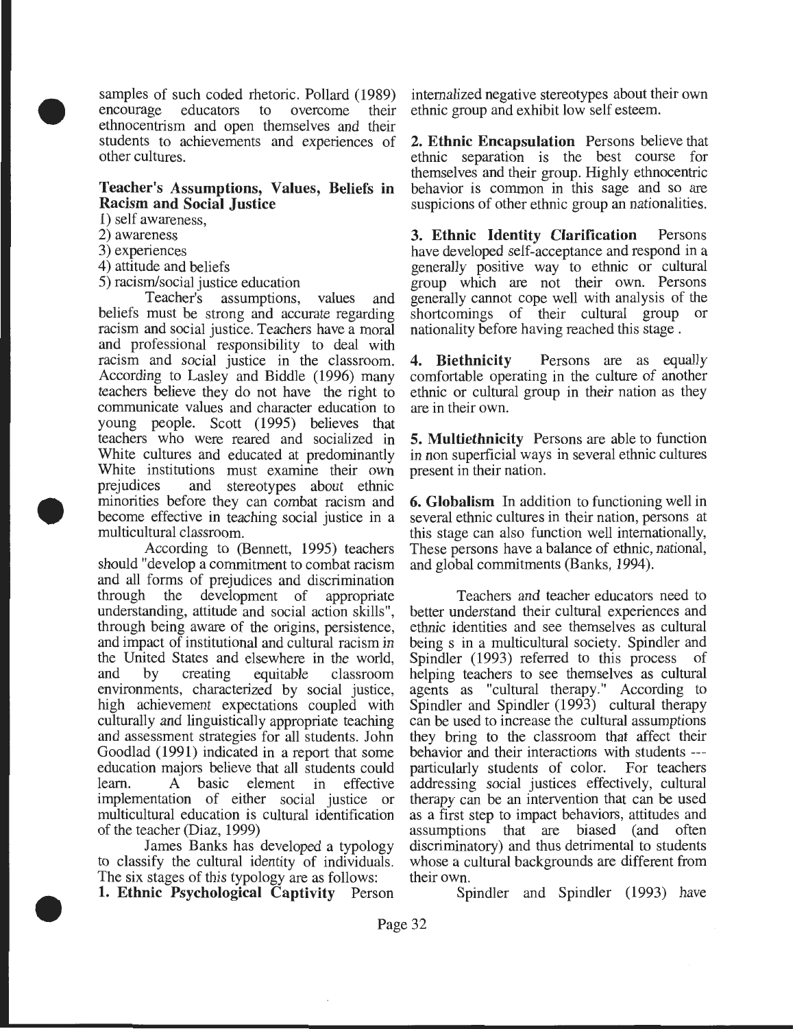samples of such coded rhetoric. Pollard (1989) encourage educators to overcome their ethnocentrism and open themselves and their students to achievements and experiences of other cultures.

### Teacher's Assumptions, Values, Beliefs in Racism and Social Justice

1) self awareness,
2) awareness
3) experiences
4) attitude and beliefs
5) racism/social justice education

Teacher's assumptions, values and beliefs must be strong and accurate regarding racism and social justice. Teachers have a moral and professional responsibility to deal with racism and social justice in the classroom. According to Lasley and Biddle (1996) many teachers believe they do not have the right to communicate values and character education to young people. Scott (1995) believes that teachers who were reared and socialized in White cultures and educated at predominantly White institutions must examine their own prejudices and stereotypes about ethnic minorities before they can combat racism and become effective in teaching social justice in a multicultural classroom.

According to (Bennett, 1995) teachers should "develop a commitment to combat racism and all forms of prejudices and discrimination through the development of appropriate understanding, attitude and social action skills", through being aware of the origins, persistence, and impact of institutional and cultural racism in the United States and elsewhere in the world, and by creating equitable classroom environments, characterized by social justice, high achievement expectations coupled with culturally and linguistically appropriate teaching and assessment strategies for all students. John Goodlad (1991) indicated in a report that some education majors believe that all students could learn. A basic element in effective implementation of either social justice or multicultural education is cultural identification of the teacher (Diaz, 1999)

James Banks has developed a typology to classify the cultural identity of individuals. The six stages of this typology are as follows:

**1. Ethnic Psychological Captivity** Person internalized negative stereotypes about their own ethnic group and exhibit low self esteem.

**2. Ethnic Encapsulation** Persons believe that ethnic separation is the best course for themselves and their group. Highly ethnocentric behavior is common in this sage and so are suspicions of other ethnic group an nationalities.

**3. Ethnic Identity Clarification** Persons have developed self-acceptance and respond in a generally positive way to ethnic or cultural group which are not their own. Persons generally cannot cope well with analysis of the shortcomings of their cultural group or nationality before having reached this stage .

**4. Biethnicity** Persons are as equally comfortable operating in the culture of another ethnic or cultural group in their nation as they are in their own.

**5. Multiethnicity** Persons are able to function in non superficial ways in several ethnic cultures present in their nation.

**6. Globalism** In addition to functioning well in several ethnic cultures in their nation, persons at this stage can also function well internationally, These persons have a balance of ethnic, national, and global commitments (Banks, 1994).

Teachers and teacher educators need to better understand their cultural experiences and ethnic identities and see themselves as cultural being s in a multicultural society. Spindler and Spindler (1993) referred to this process of helping teachers to see themselves as cultural agents as "cultural therapy." According to Spindler and Spindler (1993) cultural therapy can be used to increase the cultural assumptions they bring to the classroom that affect their behavior and their interactions with students --- particularly students of color. For teachers addressing social justices effectively, cultural therapy can be an intervention that can be used as a first step to impact behaviors, attitudes and assumptions that are biased (and often discriminatory) and thus detrimental to students whose a cultural backgrounds are different from their own.

Spindler and Spindler (1993) have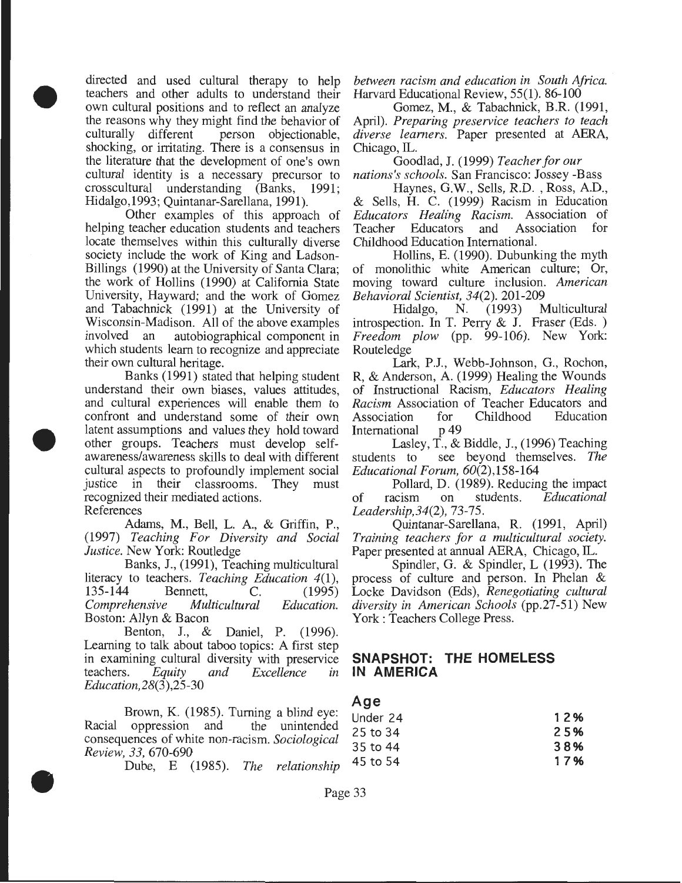directed and used cultural therapy to help teachers and other adults to understand their own cultural positions and to reflect an analyze the reasons why they might find the behavior of culturally different person objectionable, shocking, or irritating. There is a consensus in the literature that the development of one's own cultural identity is a necessary precursor to crosscultural understanding (Banks, 1991; Hidalgo,1993; Quintanar-Sarellana, 1991).

Other examples of this approach of helping teacher education students and teachers locate themselves within this culturally diverse society include the work of King and Ladson-Billings (1990) at the University of Santa Clara; the work of Hollins (1990) at California State University, Hayward; and the work of Gomez and Tabachnick (1991) at the University of Wisconsin-Madison. All of the above examples involved an autobiographical component in which students learn to recognize and appreciate their own cultural heritage.

Banks (1991) stated that helping student understand their own biases, values attitudes, and cultural experiences will enable them to confront and understand some of their own latent assumptions and values they hold toward other groups. Teachers must develop self-awareness/awareness skills to deal with different cultural aspects to profoundly implement social justice in their classrooms. They must recognized their mediated actions.

References

Adams, M., Bell, L. A., & Griffin, P., (1997) *Teaching For Diversity and Social Justice.* New York: Routledge

Banks, J., (1991), Teaching multicultural literacy to teachers. *Teaching Education 4*(1), 135-144 Bennett, C. (1995) *Comprehensive Multicultural Education.* Boston: Allyn & Bacon

Benton, J., & Daniel, P. (1996). Learning to talk about taboo topics: A first step in examining cultural diversity with preservice teachers. *Equity and Excellence in Education,28*(3),25-30

Brown, K. (1985). Turning a blind eye: Racial oppression and the unintended consequences of white non-racism. *Sociological Review, 33,* 670-690

Dube, E (1985). *The relationship between racism and education in South Africa.* Harvard Educational Review, 55(1). 86-100

Gomez, M., & Tabachnick, B.R. (1991, April). *Preparing preservice teachers to teach diverse learners.* Paper presented at AERA, Chicago, IL.

Goodlad, J. (1999) *Teacher for our nations's schools.* San Francisco: Jossey -Bass

Haynes, G.W., Sells, R.D. , Ross, A.D., & Sells, H. C. (1999) Racism in Education *Educators Healing Racism.* Association of Teacher Educators and Association for Childhood Education International.

Hollins, E. (1990). Dubunking the myth of monolithic white American culture; Or, moving toward culture inclusion. *American Behavioral Scientist, 34*(2). 201-209

Hidalgo, N. (1993) Multicultural introspection. In T. Perry & J. Fraser (Eds. ) *Freedom plow* (pp. 99-106). New York: Routeledge

Lark, P.J., Webb-Johnson, G., Rochon, R, & Anderson, A. (1999) Healing the Wounds of Instructional Racism, *Educators Healing Racism* Association of Teacher Educators and Association for Childhood Education International p 49

Lasley, T., & Biddle, J., (1996) Teaching students to see beyond themselves. *The Educational Forum, 60*(2),158-164

Pollard, D. (1989). Reducing the impact of racism on students. *Educational Leadership,34*(2), 73-75.

Quintanar-Sarellana, R. (1991, April) *Training teachers for a multicultural society.* Paper presented at annual AERA, Chicago, IL.

Spindler, G. & Spindler, L (1993). The process of culture and person. In Phelan & Locke Davidson (Eds), *Renegotiating cultural diversity in American Schools* (pp.27-51) New York : Teachers College Press.

## SNAPSHOT: THE HOMELESS IN AMERICA

### Age

| Age | |
|---|---|
| Under 24 | 12% |
| 25 to 34 | 25% |
| 35 to 44 | 38% |
| 45 to 54 | 17% |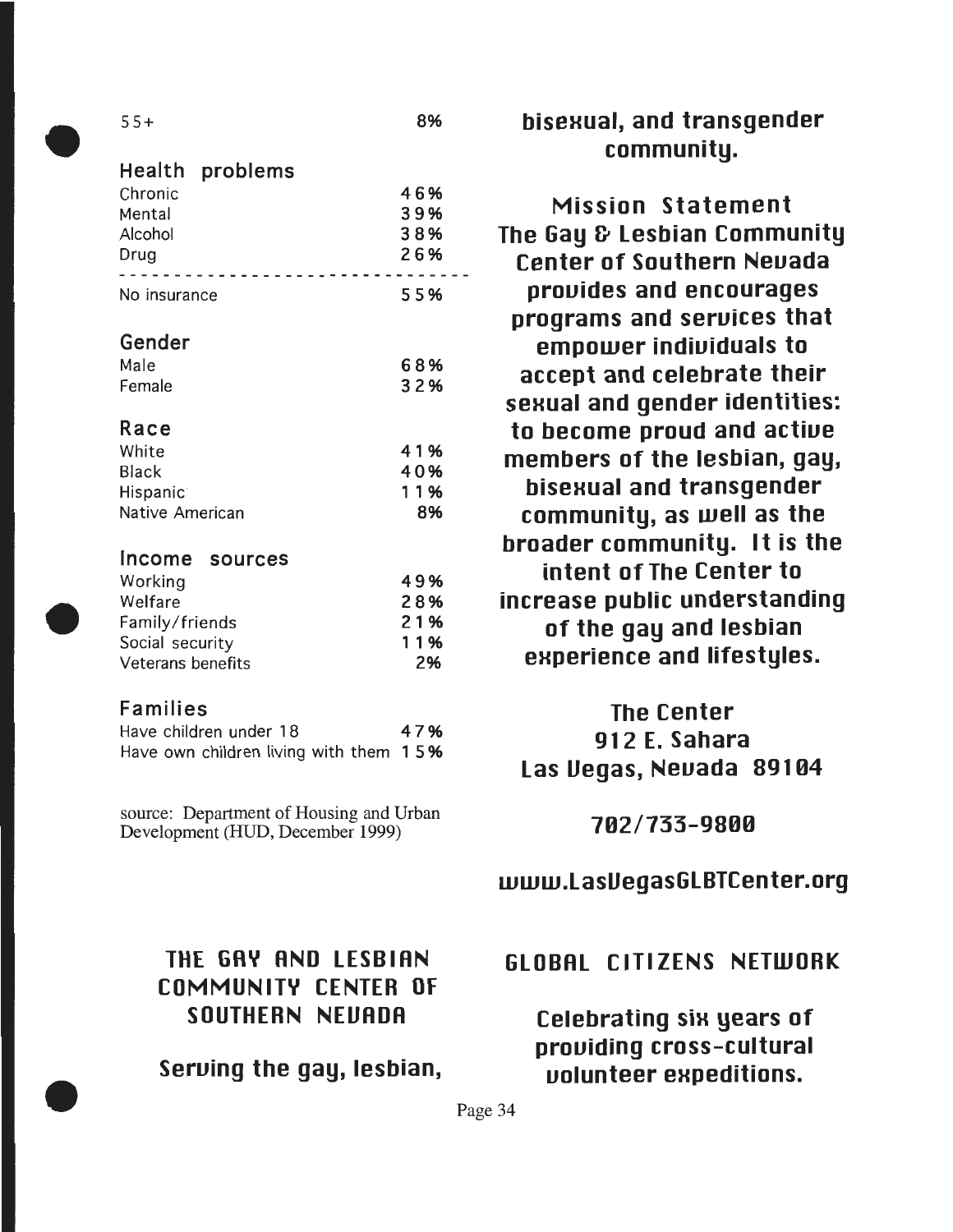| | |
|---|---|
| 55+ | 8% |

### Health problems

| | |
|---|---|
| Chronic | 46% |
| Mental | 39% |
| Alcohol | 38% |
| Drug | 26% |
| No insurance | 55% |

### Gender

| | |
|---|---|
| Male | 68% |
| Female | 32% |

### Race

| | |
|---|---|
| White | 41% |
| Black | 40% |
| Hispanic | 11% |
| Native American | 8% |

### Income sources

| | |
|---|---|
| Working | 49% |
| Welfare | 28% |
| Family/friends | 21% |
| Social security | 11% |
| Veterans benefits | 2% |

### Families

| | |
|---|---|
| Have children under 18 | 47% |
| Have own children living with them | 15% |

source: Department of Housing and Urban Development (HUD, December 1999)

## THE GAY AND LESBIAN COMMUNITY CENTER OF SOUTHERN NEVADA

**Serving the gay, lesbian, bisexual, and transgender community.**

**Mission Statement**

**The Gay & Lesbian Community Center of Southern Nevada provides and encourages programs and services that empower individuals to accept and celebrate their sexual and gender identities: to become proud and active members of the lesbian, gay, bisexual and transgender community, as well as the broader community. It is the intent of The Center to increase public understanding of the gay and lesbian experience and lifestyles.**

**The Center**
**912 E. Sahara**
**Las Vegas, Nevada 89104**

**702/733-9800**

**www.LasVegasGLBTCenter.org**

## GLOBAL CITIZENS NETWORK

**Celebrating six years of providing cross-cultural volunteer expeditions.**